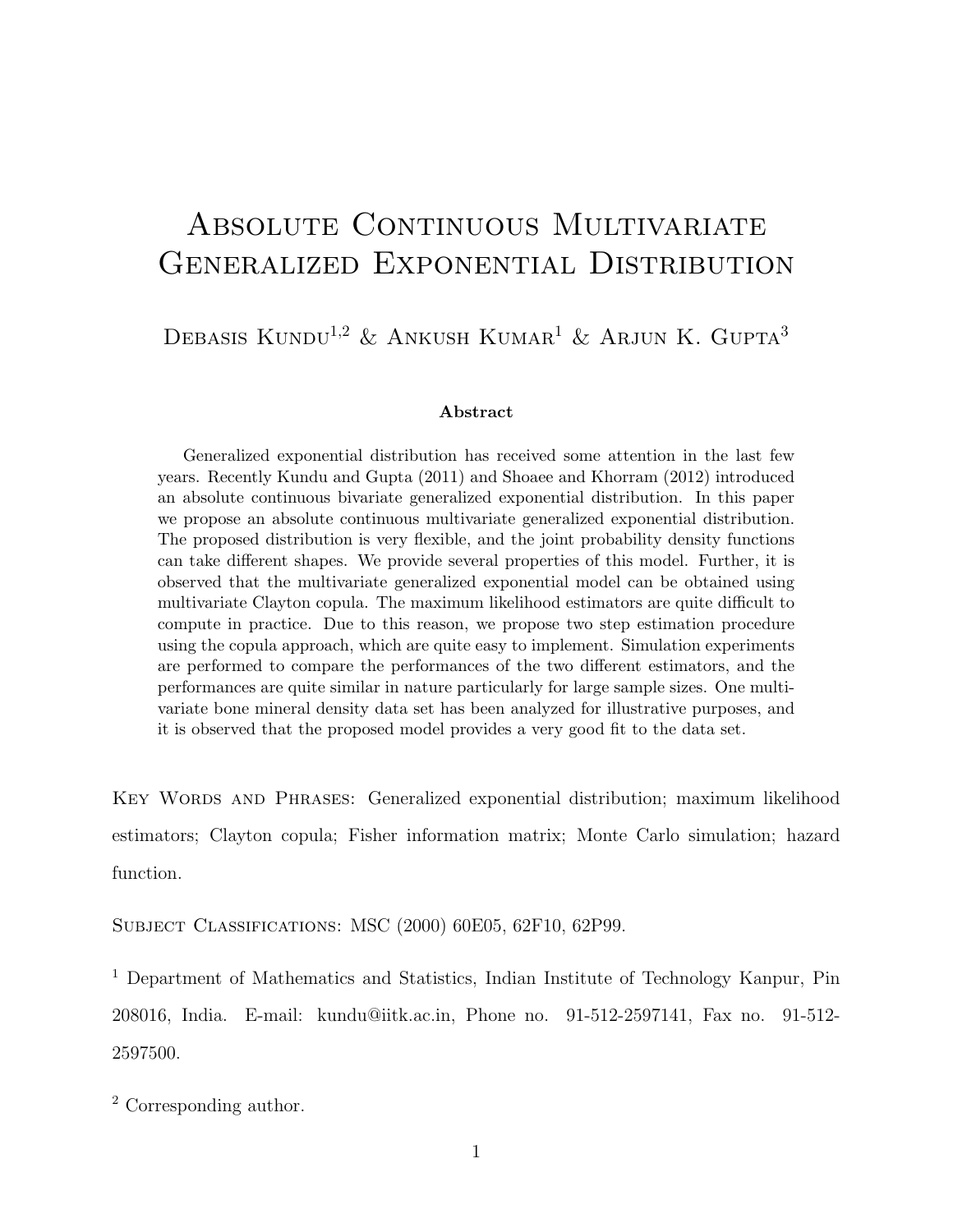# Absolute Continuous Multivariate Generalized Exponential Distribution

Debasis Kundu[1,2] & Ankush Kumar[1] & Arjun K. Gupta[3]

### Abstract

Generalized exponential distribution has received some attention in the last few years. Recently Kundu and Gupta (2011) and Shoaee and Khorram (2012) introduced an absolute continuous bivariate generalized exponential distribution. In this paper we propose an absolute continuous multivariate generalized exponential distribution. The proposed distribution is very flexible, and the joint probability density functions can take different shapes. We provide several properties of this model. Further, it is observed that the multivariate generalized exponential model can be obtained using multivariate Clayton copula. The maximum likelihood estimators are quite difficult to compute in practice. Due to this reason, we propose two step estimation procedure using the copula approach, which are quite easy to implement. Simulation experiments are performed to compare the performances of the two different estimators, and the performances are quite similar in nature particularly for large sample sizes. One multivariate bone mineral density data set has been analyzed for illustrative purposes, and it is observed that the proposed model provides a very good fit to the data set.

Key Words and Phrases: Generalized exponential distribution; maximum likelihood estimators; Clayton copula; Fisher information matrix; Monte Carlo simulation; hazard function.

Subject Classifications: MSC (2000) 60E05, 62F10, 62P99.

[1] Department of Mathematics and Statistics, Indian Institute of Technology Kanpur, Pin 208016, India. E-mail: kundu@iitk.ac.in, Phone no. 91-512-2597141, Fax no. 91-512-2597500.

[2] Corresponding author.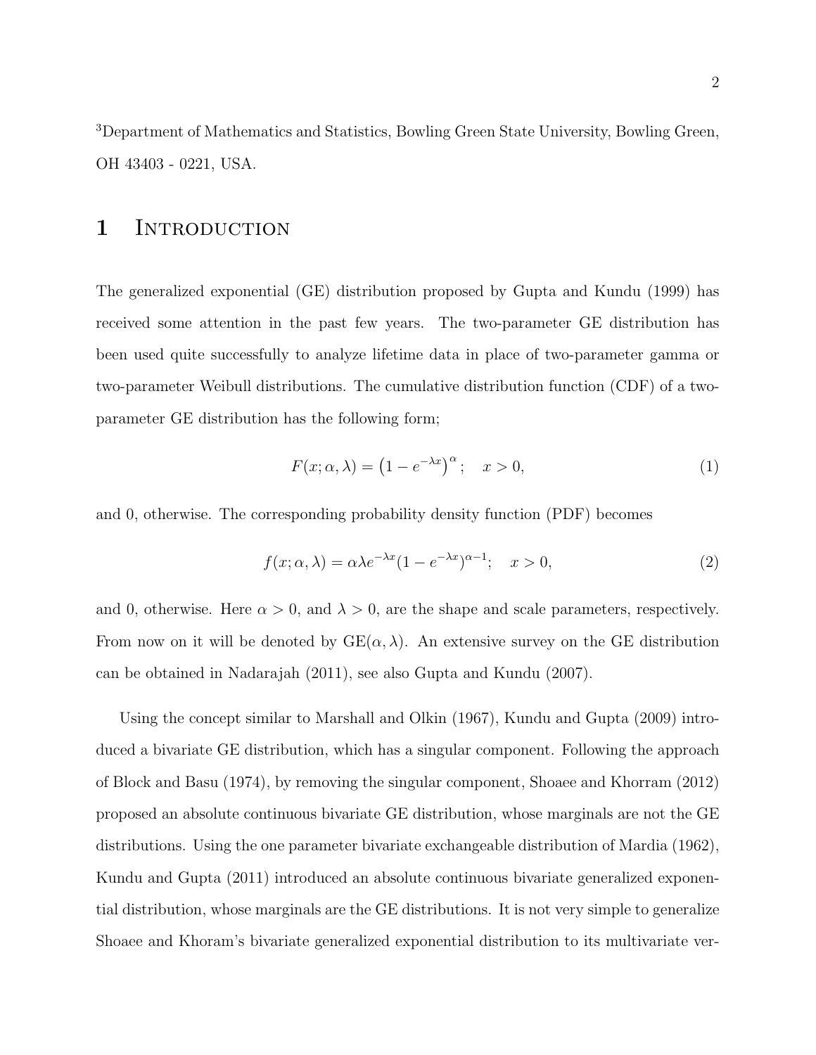[3]Department of Mathematics and Statistics, Bowling Green State University, Bowling Green, OH 43403 - 0221, USA.

# 1 Introduction

The generalized exponential (GE) distribution proposed by Gupta and Kundu (1999) has received some attention in the past few years. The two-parameter GE distribution has been used quite successfully to analyze lifetime data in place of two-parameter gamma or two-parameter Weibull distributions. The cumulative distribution function (CDF) of a two-parameter GE distribution has the following form;

$$F(x; \alpha, \lambda) = \left(1 - e^{-\lambda x}\right)^{\alpha}; \quad x > 0, \tag{1}$$

and 0, otherwise. The corresponding probability density function (PDF) becomes

$$f(x; \alpha, \lambda) = \alpha \lambda e^{-\lambda x}(1 - e^{-\lambda x})^{\alpha - 1}; \quad x > 0, \tag{2}$$

and 0, otherwise. Here $\alpha > 0$, and $\lambda > 0$, are the shape and scale parameters, respectively. From now on it will be denoted by GE$(\alpha, \lambda)$. An extensive survey on the GE distribution can be obtained in Nadarajah (2011), see also Gupta and Kundu (2007).

Using the concept similar to Marshall and Olkin (1967), Kundu and Gupta (2009) introduced a bivariate GE distribution, which has a singular component. Following the approach of Block and Basu (1974), by removing the singular component, Shoaee and Khorram (2012) proposed an absolute continuous bivariate GE distribution, whose marginals are not the GE distributions. Using the one parameter bivariate exchangeable distribution of Mardia (1962), Kundu and Gupta (2011) introduced an absolute continuous bivariate generalized exponential distribution, whose marginals are the GE distributions. It is not very simple to generalize Shoaee and Khoram's bivariate generalized exponential distribution to its multivariate ver-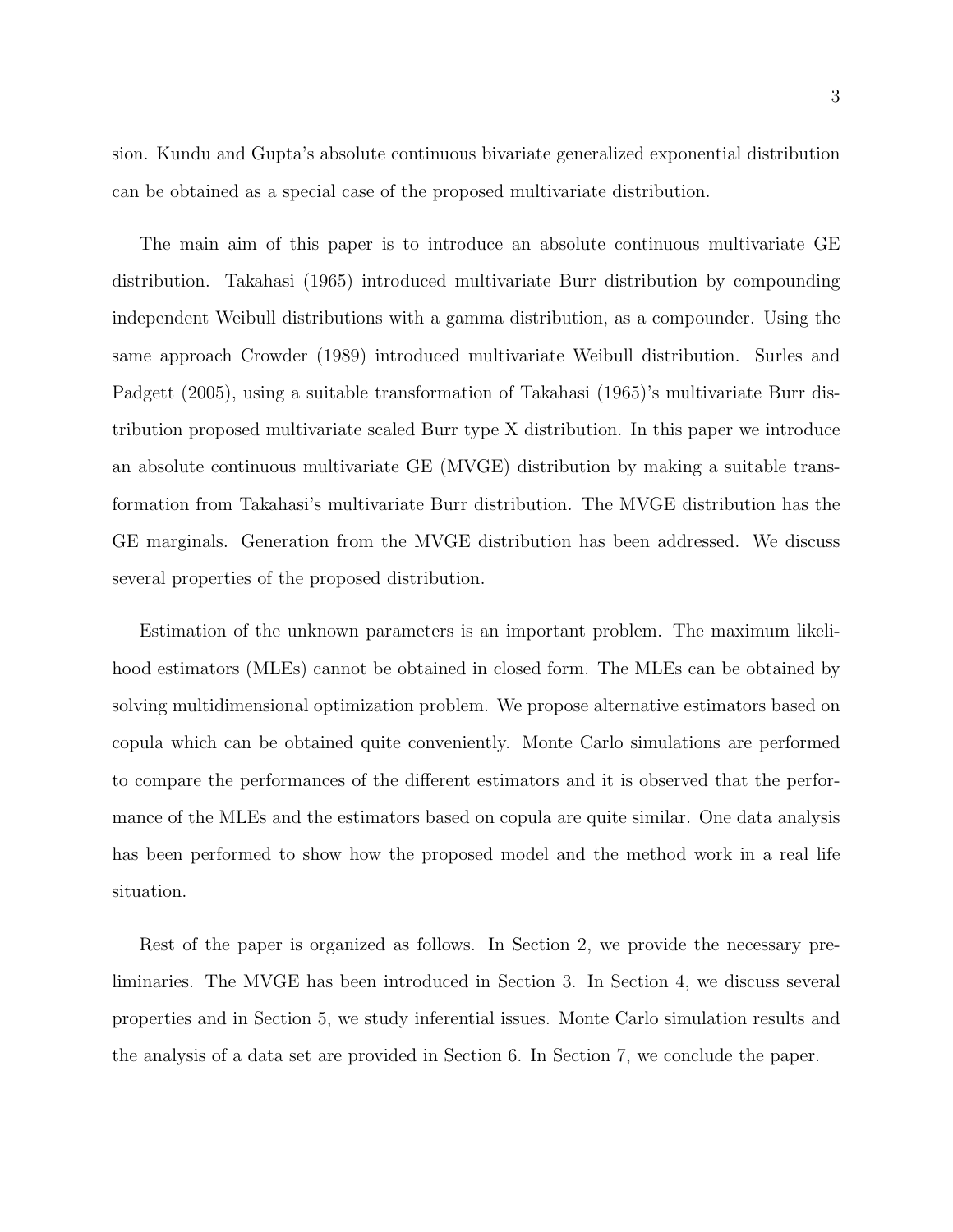sion. Kundu and Gupta's absolute continuous bivariate generalized exponential distribution can be obtained as a special case of the proposed multivariate distribution.

The main aim of this paper is to introduce an absolute continuous multivariate GE distribution. Takahasi (1965) introduced multivariate Burr distribution by compounding independent Weibull distributions with a gamma distribution, as a compounder. Using the same approach Crowder (1989) introduced multivariate Weibull distribution. Surles and Padgett (2005), using a suitable transformation of Takahasi (1965)'s multivariate Burr distribution proposed multivariate scaled Burr type X distribution. In this paper we introduce an absolute continuous multivariate GE (MVGE) distribution by making a suitable transformation from Takahasi's multivariate Burr distribution. The MVGE distribution has the GE marginals. Generation from the MVGE distribution has been addressed. We discuss several properties of the proposed distribution.

Estimation of the unknown parameters is an important problem. The maximum likelihood estimators (MLEs) cannot be obtained in closed form. The MLEs can be obtained by solving multidimensional optimization problem. We propose alternative estimators based on copula which can be obtained quite conveniently. Monte Carlo simulations are performed to compare the performances of the different estimators and it is observed that the performance of the MLEs and the estimators based on copula are quite similar. One data analysis has been performed to show how the proposed model and the method work in a real life situation.

Rest of the paper is organized as follows. In Section 2, we provide the necessary preliminaries. The MVGE has been introduced in Section 3. In Section 4, we discuss several properties and in Section 5, we study inferential issues. Monte Carlo simulation results and the analysis of a data set are provided in Section 6. In Section 7, we conclude the paper.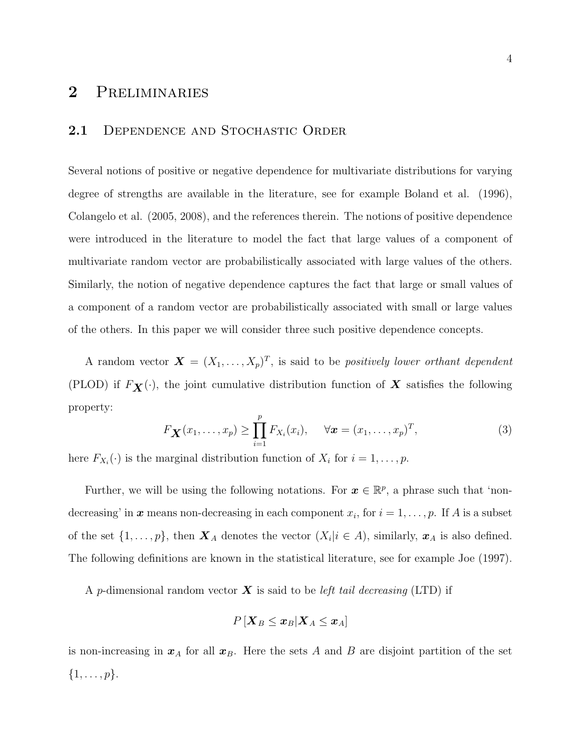# 2 Preliminaries

## 2.1 Dependence and Stochastic Order

Several notions of positive or negative dependence for multivariate distributions for varying degree of strengths are available in the literature, see for example Boland et al. (1996), Colangelo et al. (2005, 2008), and the references therein. The notions of positive dependence were introduced in the literature to model the fact that large values of a component of multivariate random vector are probabilistically associated with large values of the others. Similarly, the notion of negative dependence captures the fact that large or small values of a component of a random vector are probabilistically associated with small or large values of the others. In this paper we will consider three such positive dependence concepts.

A random vector $\boldsymbol{X} = (X_1, \ldots, X_p)^T$, is said to be *positively lower orthant dependent* (PLOD) if $F_{\boldsymbol{X}}(\cdot)$, the joint cumulative distribution function of $\boldsymbol{X}$ satisfies the following property:

$$F_{\boldsymbol{X}}(x_1, \ldots, x_p) \geq \prod_{i=1}^{p} F_{X_i}(x_i), \quad \forall \boldsymbol{x} = (x_1, \ldots, x_p)^T, \tag{3}$$

here $F_{X_i}(\cdot)$ is the marginal distribution function of $X_i$ for $i = 1, \ldots, p$.

Further, we will be using the following notations. For $\boldsymbol{x} \in \mathbb{R}^p$, a phrase such that 'non-decreasing' in $\boldsymbol{x}$ means non-decreasing in each component $x_i$, for $i = 1, \ldots, p$. If $A$ is a subset of the set $\{1, \ldots, p\}$, then $\boldsymbol{X}_A$ denotes the vector $(X_i | i \in A)$, similarly, $\boldsymbol{x}_A$ is also defined. The following definitions are known in the statistical literature, see for example Joe (1997).

A $p$-dimensional random vector $\boldsymbol{X}$ is said to be *left tail decreasing* (LTD) if

$$P\left[\boldsymbol{X}_B \leq \boldsymbol{x}_B | \boldsymbol{X}_A \leq \boldsymbol{x}_A\right]$$

is non-increasing in $\boldsymbol{x}_A$ for all $\boldsymbol{x}_B$. Here the sets $A$ and $B$ are disjoint partition of the set $\{1, \ldots, p\}$.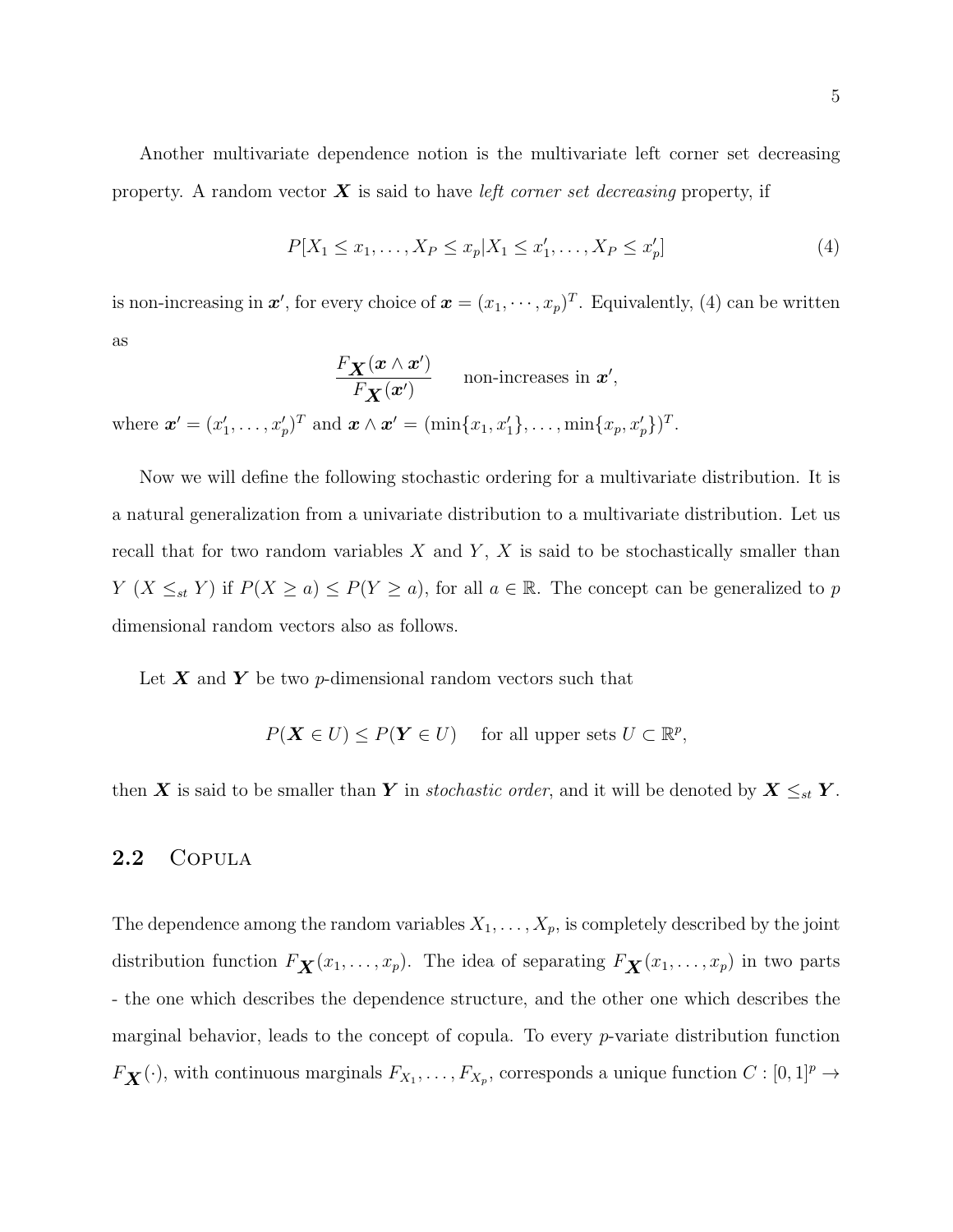Another multivariate dependence notion is the multivariate left corner set decreasing property. A random vector $\boldsymbol{X}$ is said to have *left corner set decreasing* property, if

$$P[X_1 \leq x_1, \ldots, X_P \leq x_p | X_1 \leq x_1', \ldots, X_P \leq x_p'] \tag{4}$$

is non-increasing in $\boldsymbol{x}'$, for every choice of $\boldsymbol{x} = (x_1, \cdots, x_p)^T$. Equivalently, (4) can be written as

$$\frac{F_{\boldsymbol{X}}(\boldsymbol{x} \wedge \boldsymbol{x}')}{F_{\boldsymbol{X}}(\boldsymbol{x}')} \qquad \text{non-increases in } \boldsymbol{x}',$$

where $\boldsymbol{x}' = (x_1', \ldots, x_p')^T$ and $\boldsymbol{x} \wedge \boldsymbol{x}' = (\min\{x_1, x_1'\}, \ldots, \min\{x_p, x_p'\})^T$.

Now we will define the following stochastic ordering for a multivariate distribution. It is a natural generalization from a univariate distribution to a multivariate distribution. Let us recall that for two random variables $X$ and $Y$, $X$ is said to be stochastically smaller than $Y$ ($X \leq_{st} Y$) if $P(X \geq a) \leq P(Y \geq a)$, for all $a \in \mathbb{R}$. The concept can be generalized to $p$ dimensional random vectors also as follows.

Let $\boldsymbol{X}$ and $\boldsymbol{Y}$ be two $p$-dimensional random vectors such that

$$P(\boldsymbol{X} \in U) \leq P(\boldsymbol{Y} \in U) \quad \text{ for all upper sets } U \subset \mathbb{R}^p,$$

then $\boldsymbol{X}$ is said to be smaller than $\boldsymbol{Y}$ in *stochastic order*, and it will be denoted by $\boldsymbol{X} \leq_{st} \boldsymbol{Y}$.

## 2.2 Copula

The dependence among the random variables $X_1, \ldots, X_p$, is completely described by the joint distribution function $F_{\boldsymbol{X}}(x_1, \ldots, x_p)$. The idea of separating $F_{\boldsymbol{X}}(x_1, \ldots, x_p)$ in two parts - the one which describes the dependence structure, and the other one which describes the marginal behavior, leads to the concept of copula. To every $p$-variate distribution function $F_{\boldsymbol{X}}(\cdot)$, with continuous marginals $F_{X_1}, \ldots, F_{X_p}$, corresponds a unique function $C : [0, 1]^p \rightarrow$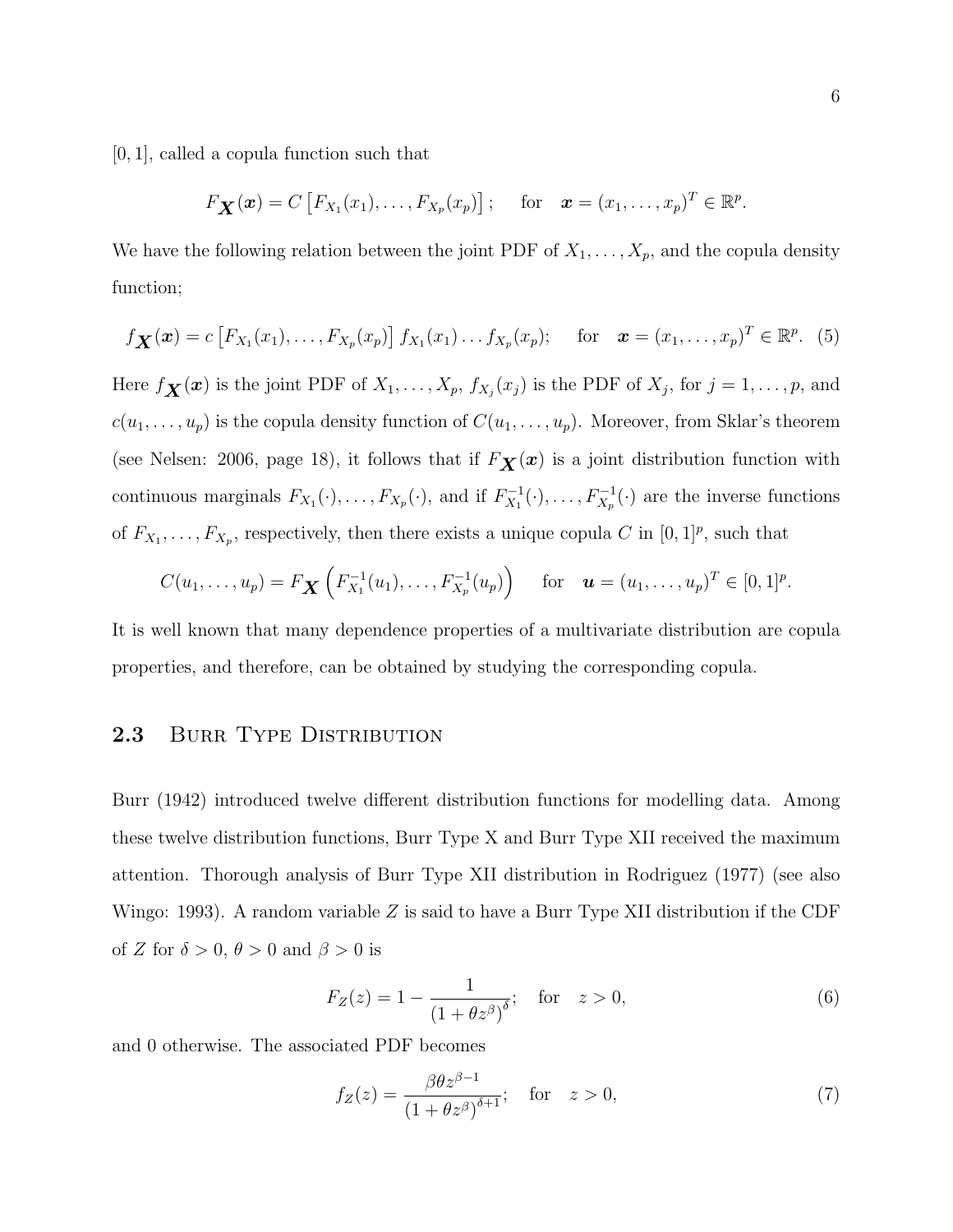$[0, 1]$, called a copula function such that

$$F_{\boldsymbol{X}}(\boldsymbol{x}) = C\left[F_{X_1}(x_1), \ldots, F_{X_p}(x_p)\right]; \quad \text{for} \quad \boldsymbol{x} = (x_1, \ldots, x_p)^T \in \mathbb{R}^p.$$

We have the following relation between the joint PDF of $X_1, \ldots, X_p$, and the copula density function;

$$f_{\boldsymbol{X}}(\boldsymbol{x}) = c\left[F_{X_1}(x_1), \ldots, F_{X_p}(x_p)\right] f_{X_1}(x_1) \ldots f_{X_p}(x_p); \quad \text{for} \quad \boldsymbol{x} = (x_1, \ldots, x_p)^T \in \mathbb{R}^p. \quad (5)$$

Here $f_{\boldsymbol{X}}(\boldsymbol{x})$ is the joint PDF of $X_1, \ldots, X_p$, $f_{X_j}(x_j)$ is the PDF of $X_j$, for $j = 1, \ldots, p$, and $c(u_1, \ldots, u_p)$ is the copula density function of $C(u_1, \ldots, u_p)$. Moreover, from Sklar's theorem (see Nelsen: 2006, page 18), it follows that if $F_{\boldsymbol{X}}(\boldsymbol{x})$ is a joint distribution function with continuous marginals $F_{X_1}(\cdot), \ldots, F_{X_p}(\cdot)$, and if $F_{X_1}^{-1}(\cdot), \ldots, F_{X_p}^{-1}(\cdot)$ are the inverse functions of $F_{X_1}, \ldots, F_{X_p}$, respectively, then there exists a unique copula $C$ in $[0, 1]^p$, such that

$$C(u_1, \ldots, u_p) = F_{\boldsymbol{X}}\left(F_{X_1}^{-1}(u_1), \ldots, F_{X_p}^{-1}(u_p)\right) \quad \text{for} \quad \boldsymbol{u} = (u_1, \ldots, u_p)^T \in [0, 1]^p.$$

It is well known that many dependence properties of a multivariate distribution are copula properties, and therefore, can be obtained by studying the corresponding copula.

## 2.3 Burr Type Distribution

Burr (1942) introduced twelve different distribution functions for modelling data. Among these twelve distribution functions, Burr Type X and Burr Type XII received the maximum attention. Thorough analysis of Burr Type XII distribution in Rodriguez (1977) (see also Wingo: 1993). A random variable $Z$ is said to have a Burr Type XII distribution if the CDF of $Z$ for $\delta > 0$, $\theta > 0$ and $\beta > 0$ is

$$F_Z(z) = 1 - \frac{1}{\left(1 + \theta z^{\beta}\right)^{\delta}}; \quad \text{for} \quad z > 0, \quad (6)$$

and 0 otherwise. The associated PDF becomes

$$f_Z(z) = \frac{\beta \theta z^{\beta - 1}}{\left(1 + \theta z^{\beta}\right)^{\delta + 1}}; \quad \text{for} \quad z > 0, \quad (7)$$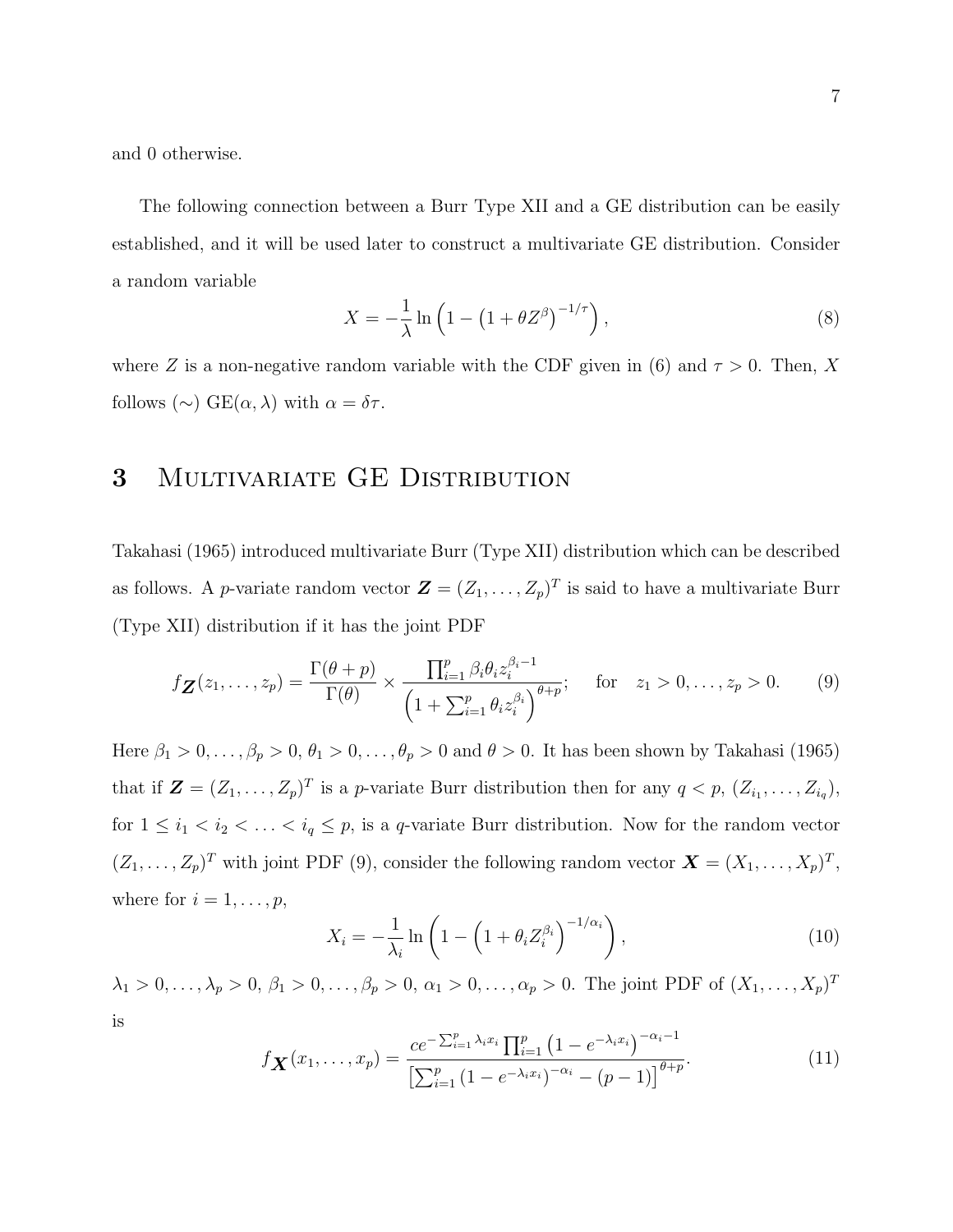and 0 otherwise.

The following connection between a Burr Type XII and a GE distribution can be easily established, and it will be used later to construct a multivariate GE distribution. Consider a random variable

$$X = -\frac{1}{\lambda} \ln \left(1 - \left(1 + \theta Z^{\beta}\right)^{-1/\tau}\right), \tag{8}$$

where $Z$ is a non-negative random variable with the CDF given in (6) and $\tau > 0$. Then, $X$ follows ($\sim$) GE($\alpha, \lambda$) with $\alpha = \delta\tau$.

## 3 Multivariate GE Distribution

Takahasi (1965) introduced multivariate Burr (Type XII) distribution which can be described as follows. A $p$-variate random vector $\boldsymbol{Z} = (Z_1, \ldots, Z_p)^T$ is said to have a multivariate Burr (Type XII) distribution if it has the joint PDF

$$f_{\boldsymbol{Z}}(z_1, \ldots, z_p) = \frac{\Gamma(\theta + p)}{\Gamma(\theta)} \times \frac{\prod_{i=1}^{p} \beta_i \theta_i z_i^{\beta_i - 1}}{\left(1 + \sum_{i=1}^{p} \theta_i z_i^{\beta_i}\right)^{\theta + p}}; \quad \text{for} \quad z_1 > 0, \ldots, z_p > 0. \tag{9}$$

Here $\beta_1 > 0, \ldots, \beta_p > 0$, $\theta_1 > 0, \ldots, \theta_p > 0$ and $\theta > 0$. It has been shown by Takahasi (1965) that if $\boldsymbol{Z} = (Z_1, \ldots, Z_p)^T$ is a $p$-variate Burr distribution then for any $q < p$, $(Z_{i_1}, \ldots, Z_{i_q})$, for $1 \leq i_1 < i_2 < \ldots < i_q \leq p$, is a $q$-variate Burr distribution. Now for the random vector $(Z_1, \ldots, Z_p)^T$ with joint PDF (9), consider the following random vector $\boldsymbol{X} = (X_1, \ldots, X_p)^T$, where for $i = 1, \ldots, p$,

$$X_i = -\frac{1}{\lambda_i} \ln \left(1 - \left(1 + \theta_i Z_i^{\beta_i}\right)^{-1/\alpha_i}\right), \tag{10}$$

$\lambda_1 > 0, \ldots, \lambda_p > 0$, $\beta_1 > 0, \ldots, \beta_p > 0$, $\alpha_1 > 0, \ldots, \alpha_p > 0$. The joint PDF of $(X_1, \ldots, X_p)^T$ is

$$f_{\boldsymbol{X}}(x_1, \ldots, x_p) = \frac{c e^{-\sum_{i=1}^{p} \lambda_i x_i} \prod_{i=1}^{p} \left(1 - e^{-\lambda_i x_i}\right)^{-\alpha_i - 1}}{\left[\sum_{i=1}^{p} \left(1 - e^{-\lambda_i x_i}\right)^{-\alpha_i} - (p - 1)\right]^{\theta + p}}. \tag{11}$$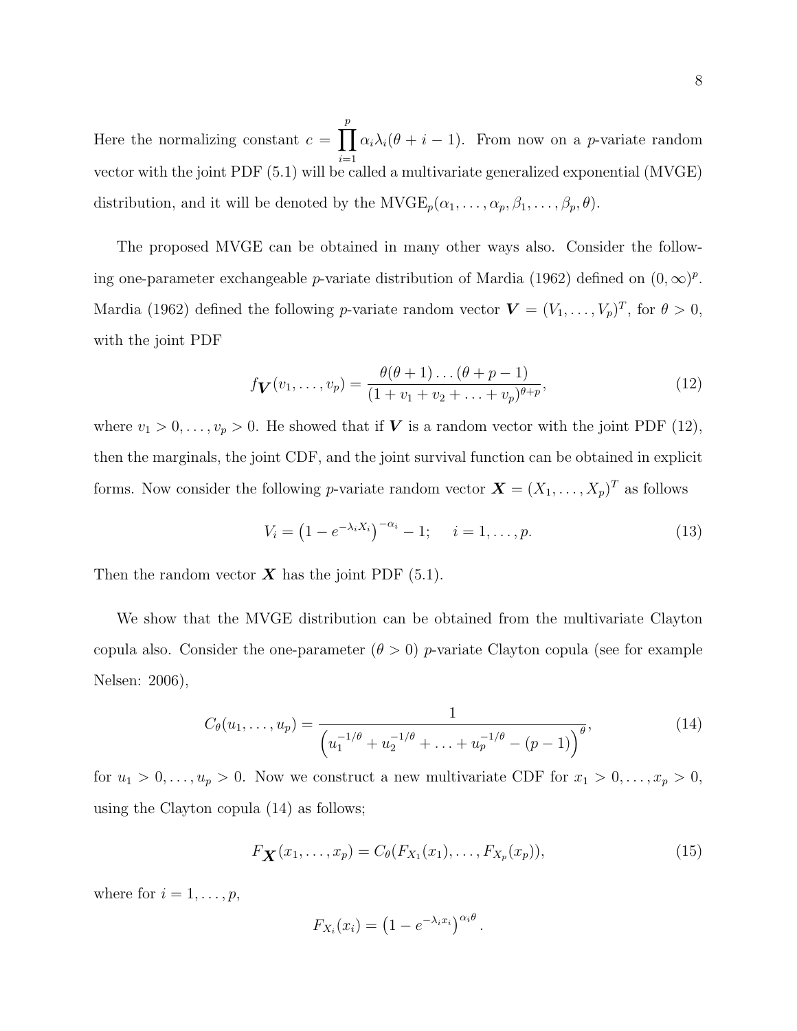Here the normalizing constant $c = \prod_{i=1}^{p} \alpha_i \lambda_i (\theta + i - 1)$. From now on a $p$-variate random vector with the joint PDF (5.1) will be called a multivariate generalized exponential (MVGE) distribution, and it will be denoted by the $\text{MVGE}_p(\alpha_1, \ldots, \alpha_p, \beta_1, \ldots, \beta_p, \theta)$.

The proposed MVGE can be obtained in many other ways also. Consider the following one-parameter exchangeable $p$-variate distribution of Mardia (1962) defined on $(0, \infty)^p$. Mardia (1962) defined the following $p$-variate random vector $\boldsymbol{V} = (V_1, \ldots, V_p)^T$, for $\theta > 0$, with the joint PDF

$$f_{\boldsymbol{V}}(v_1, \ldots, v_p) = \frac{\theta(\theta+1)\ldots(\theta+p-1)}{(1 + v_1 + v_2 + \ldots + v_p)^{\theta+p}}, \tag{12}$$

where $v_1 > 0, \ldots, v_p > 0$. He showed that if $\boldsymbol{V}$ is a random vector with the joint PDF (12), then the marginals, the joint CDF, and the joint survival function can be obtained in explicit forms. Now consider the following $p$-variate random vector $\boldsymbol{X} = (X_1, \ldots, X_p)^T$ as follows

$$V_i = \left(1 - e^{-\lambda_i X_i}\right)^{-\alpha_i} - 1; \quad i = 1, \ldots, p. \tag{13}$$

Then the random vector $\boldsymbol{X}$ has the joint PDF (5.1).

We show that the MVGE distribution can be obtained from the multivariate Clayton copula also. Consider the one-parameter ($\theta > 0$) $p$-variate Clayton copula (see for example Nelsen: 2006),

$$C_\theta(u_1, \ldots, u_p) = \frac{1}{\left(u_1^{-1/\theta} + u_2^{-1/\theta} + \ldots + u_p^{-1/\theta} - (p-1)\right)^\theta}, \tag{14}$$

for $u_1 > 0, \ldots, u_p > 0$. Now we construct a new multivariate CDF for $x_1 > 0, \ldots, x_p > 0$, using the Clayton copula (14) as follows;

$$F_{\boldsymbol{X}}(x_1, \ldots, x_p) = C_\theta(F_{X_1}(x_1), \ldots, F_{X_p}(x_p)), \tag{15}$$

where for $i = 1, \ldots, p$,

$$F_{X_i}(x_i) = \left(1 - e^{-\lambda_i x_i}\right)^{\alpha_i \theta}.$$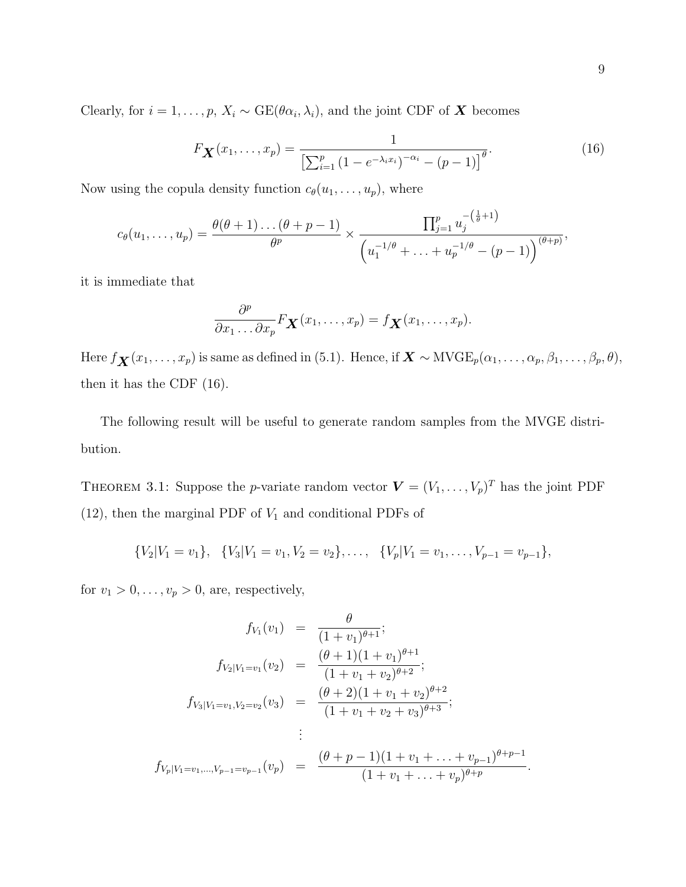Clearly, for $i = 1, \ldots, p$, $X_i \sim \text{GE}(\theta\alpha_i, \lambda_i)$, and the joint CDF of $\boldsymbol{X}$ becomes

$$F_{\boldsymbol{X}}(x_1, \ldots, x_p) = \frac{1}{\left[\sum_{i=1}^{p} (1 - e^{-\lambda_i x_i})^{-\alpha_i} - (p-1)\right]^{\theta}}. \tag{16}$$

Now using the copula density function $c_\theta(u_1, \ldots, u_p)$, where

$$c_\theta(u_1, \ldots, u_p) = \frac{\theta(\theta+1)\ldots(\theta+p-1)}{\theta^p} \times \frac{\prod_{j=1}^{p} u_j^{-\left(\frac{1}{\theta}+1\right)}}{\left(u_1^{-1/\theta} + \ldots + u_p^{-1/\theta} - (p-1)\right)^{(\theta+p)}},$$

it is immediate that

$$\frac{\partial^p}{\partial x_1 \ldots \partial x_p} F_{\boldsymbol{X}}(x_1, \ldots, x_p) = f_{\boldsymbol{X}}(x_1, \ldots, x_p).$$

Here $f_{\boldsymbol{X}}(x_1, \ldots, x_p)$ is same as defined in (5.1). Hence, if $\boldsymbol{X} \sim \text{MVGE}_p(\alpha_1, \ldots, \alpha_p, \beta_1, \ldots, \beta_p, \theta)$, then it has the CDF (16).

The following result will be useful to generate random samples from the MVGE distribution.

Theorem 3.1: Suppose the $p$-variate random vector $\boldsymbol{V} = (V_1, \ldots, V_p)^T$ has the joint PDF (12), then the marginal PDF of $V_1$ and conditional PDFs of

$$\{V_2 | V_1 = v_1\}, \quad \{V_3 | V_1 = v_1, V_2 = v_2\}, \ldots, \quad \{V_p | V_1 = v_1, \ldots, V_{p-1} = v_{p-1}\},$$

for $v_1 > 0, \ldots, v_p > 0$, are, respectively,

$$\begin{aligned}
f_{V_1}(v_1) &= \frac{\theta}{(1+v_1)^{\theta+1}}; \\
f_{V_2|V_1=v_1}(v_2) &= \frac{(\theta+1)(1+v_1)^{\theta+1}}{(1+v_1+v_2)^{\theta+2}}; \\
f_{V_3|V_1=v_1,V_2=v_2}(v_3) &= \frac{(\theta+2)(1+v_1+v_2)^{\theta+2}}{(1+v_1+v_2+v_3)^{\theta+3}}; \\
&\vdots \\
f_{V_p|V_1=v_1,\ldots,V_{p-1}=v_{p-1}}(v_p) &= \frac{(\theta+p-1)(1+v_1+\ldots+v_{p-1})^{\theta+p-1}}{(1+v_1+\ldots+v_p)^{\theta+p}}.
\end{aligned}$$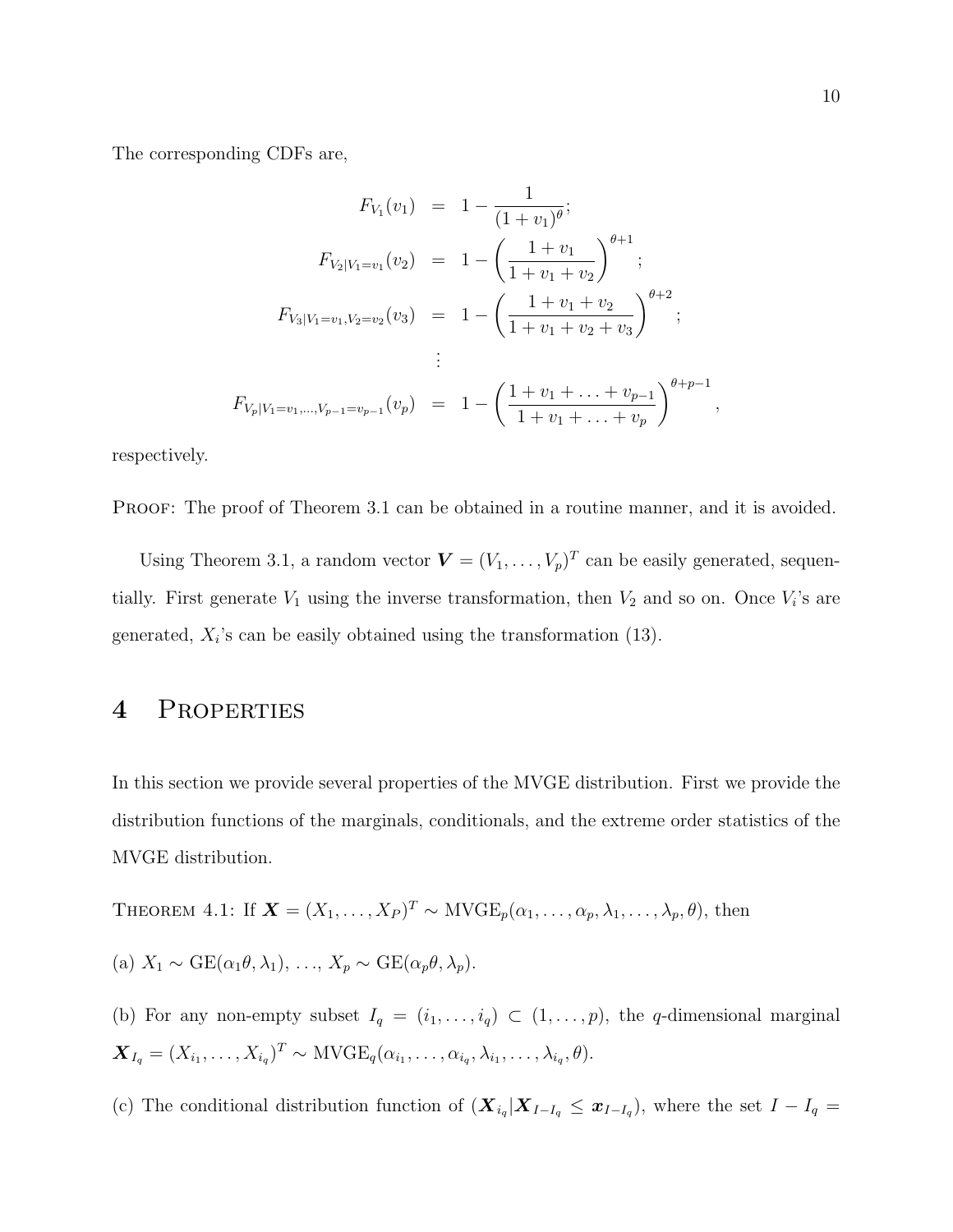The corresponding CDFs are,

$$
\begin{aligned}
F_{V_1}(v_1) &= 1 - \frac{1}{(1+v_1)^{\theta}}; \\
F_{V_2|V_1=v_1}(v_2) &= 1 - \left(\frac{1+v_1}{1+v_1+v_2}\right)^{\theta+1}; \\
F_{V_3|V_1=v_1,V_2=v_2}(v_3) &= 1 - \left(\frac{1+v_1+v_2}{1+v_1+v_2+v_3}\right)^{\theta+2}; \\
&\vdots \\
F_{V_p|V_1=v_1,\ldots,V_{p-1}=v_{p-1}}(v_p) &= 1 - \left(\frac{1+v_1+\ldots+v_{p-1}}{1+v_1+\ldots+v_p}\right)^{\theta+p-1},
\end{aligned}
$$

respectively.

PROOF: The proof of Theorem 3.1 can be obtained in a routine manner, and it is avoided.

Using Theorem 3.1, a random vector $\boldsymbol{V} = (V_1, \ldots, V_p)^T$ can be easily generated, sequentially. First generate $V_1$ using the inverse transformation, then $V_2$ and so on. Once $V_i$'s are generated, $X_i$'s can be easily obtained using the transformation (13).

# 4 Properties

In this section we provide several properties of the MVGE distribution. First we provide the distribution functions of the marginals, conditionals, and the extreme order statistics of the MVGE distribution.

THEOREM 4.1: If $\boldsymbol{X} = (X_1, \ldots, X_P)^T \sim \text{MVGE}_p(\alpha_1, \ldots, \alpha_p, \lambda_1, \ldots, \lambda_p, \theta)$, then

(a) $X_1 \sim \text{GE}(\alpha_1\theta, \lambda_1)$, …, $X_p \sim \text{GE}(\alpha_p\theta, \lambda_p)$.

(b) For any non-empty subset $I_q = (i_1, \ldots, i_q) \subset (1, \ldots, p)$, the $q$-dimensional marginal $\boldsymbol{X}_{I_q} = (X_{i_1}, \ldots, X_{i_q})^T \sim \text{MVGE}_q(\alpha_{i_1}, \ldots, \alpha_{i_q}, \lambda_{i_1}, \ldots, \lambda_{i_q}, \theta)$.

(c) The conditional distribution function of $(\boldsymbol{X}_{i_q} | \boldsymbol{X}_{I-I_q} \leq \boldsymbol{x}_{I-I_q})$, where the set $I - I_q =$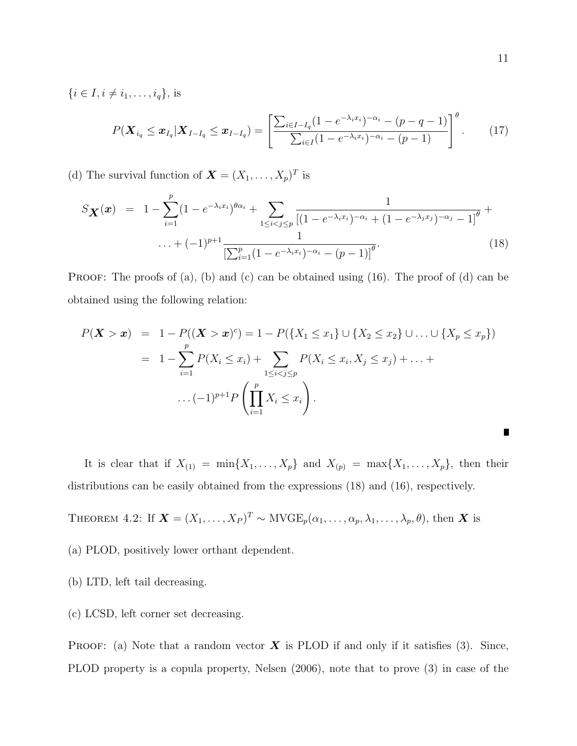$\{i \in I, i \neq i_1, \ldots, i_q\}$, is

$$P(\boldsymbol{X}_{i_q} \leq \boldsymbol{x}_{I_q} | \boldsymbol{X}_{I-I_q} \leq \boldsymbol{x}_{I-I_q}) = \left[ \frac{\sum_{i \in I-I_q} (1 - e^{-\lambda_i x_i})^{-\alpha_i} - (p-q-1)}{\sum_{i \in I} (1 - e^{-\lambda_i x_i})^{-\alpha_i} - (p-1)} \right]^{\theta}. \tag{17}$$

(d) The survival function of $\boldsymbol{X} = (X_1, \ldots, X_p)^T$ is

$$\begin{aligned} S_{\boldsymbol{X}}(\boldsymbol{x}) &= 1 - \sum_{i=1}^{p} (1 - e^{-\lambda_i x_i})^{\theta \alpha_i} + \sum_{1 \leq i < j \leq p} \frac{1}{\left[(1 - e^{-\lambda_i x_i})^{-\alpha_i} + (1 - e^{-\lambda_j x_j})^{-\alpha_j} - 1\right]^{\theta}} + \\ &\quad \ldots + (-1)^{p+1} \frac{1}{\left[\sum_{i=1}^{p} (1 - e^{-\lambda_i x_i})^{-\alpha_i} - (p-1)\right]^{\theta}}. \end{aligned} \tag{18}$$

Proof: The proofs of (a), (b) and (c) can be obtained using (16). The proof of (d) can be obtained using the following relation:

$$\begin{aligned} P(\boldsymbol{X} > \boldsymbol{x}) &= 1 - P((\boldsymbol{X} > \boldsymbol{x})^c) = 1 - P(\{X_1 \leq x_1\} \cup \{X_2 \leq x_2\} \cup \ldots \cup \{X_p \leq x_p\}) \\ &= 1 - \sum_{i=1}^{p} P(X_i \leq x_i) + \sum_{1 \leq i < j \leq p} P(X_i \leq x_i, X_j \leq x_j) + \ldots + \\ &\quad \ldots (-1)^{p+1} P\left( \prod_{i=1}^{p} X_i \leq x_i \right). \end{aligned}$$

■

It is clear that if $X_{(1)} = \min\{X_1, \ldots, X_p\}$ and $X_{(p)} = \max\{X_1, \ldots, X_p\}$, then their distributions can be easily obtained from the expressions (18) and (16), respectively.

Theorem 4.2: If $\boldsymbol{X} = (X_1, \ldots, X_P)^T \sim \text{MVGE}_p(\alpha_1, \ldots, \alpha_p, \lambda_1, \ldots, \lambda_p, \theta)$, then $\boldsymbol{X}$ is

(a) PLOD, positively lower orthant dependent.

(b) LTD, left tail decreasing.

(c) LCSD, left corner set decreasing.

Proof: (a) Note that a random vector $\boldsymbol{X}$ is PLOD if and only if it satisfies (3). Since, PLOD property is a copula property, Nelsen (2006), note that to prove (3) in case of the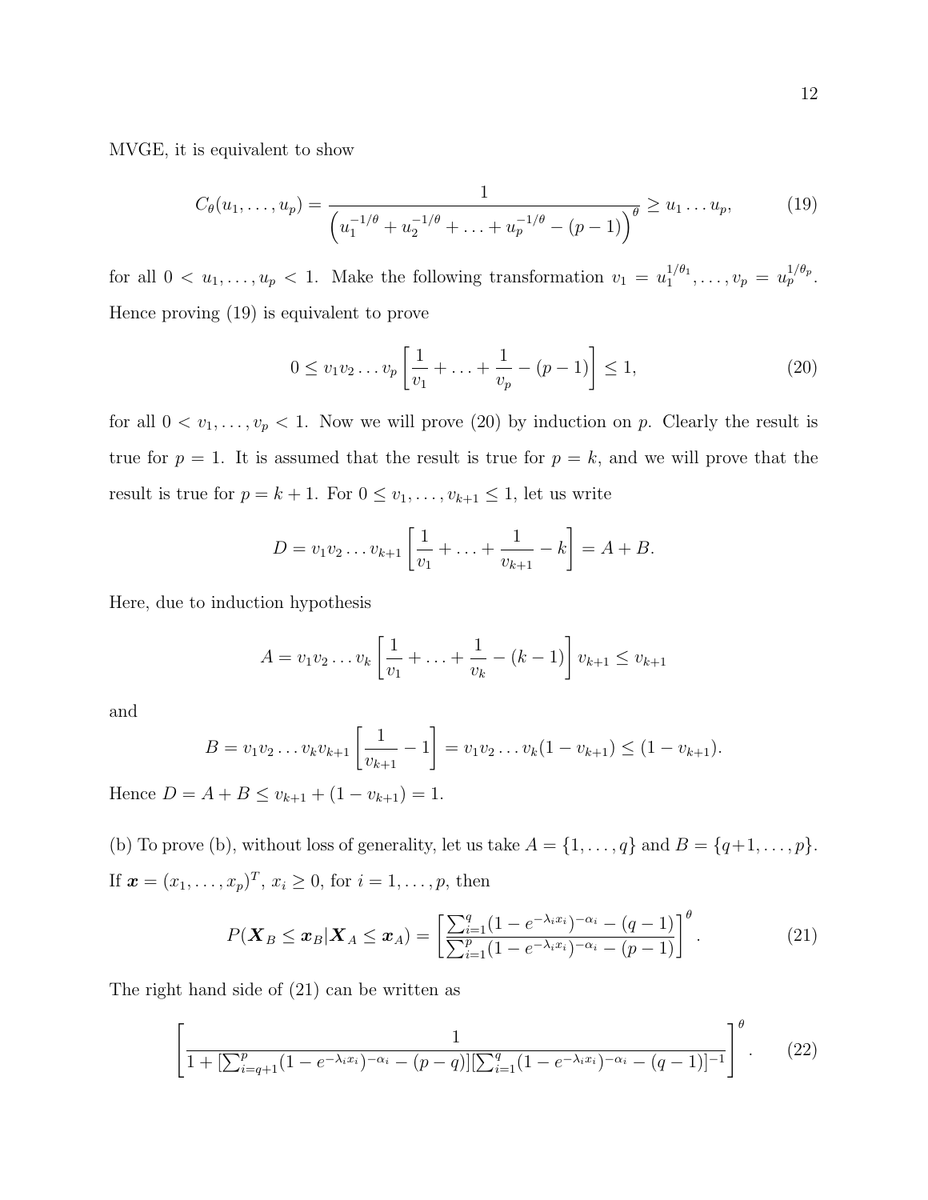MVGE, it is equivalent to show

$$
C_\theta(u_1, \ldots, u_p) = \frac{1}{\left(u_1^{-1/\theta} + u_2^{-1/\theta} + \ldots + u_p^{-1/\theta} - (p-1)\right)^\theta} \geq u_1 \ldots u_p, \tag{19}
$$

for all $0 < u_1, \ldots, u_p < 1$. Make the following transformation $v_1 = u_1^{1/\theta_1}, \ldots, v_p = u_p^{1/\theta_p}$. Hence proving (19) is equivalent to prove

$$
0 \leq v_1 v_2 \ldots v_p \left[\frac{1}{v_1} + \ldots + \frac{1}{v_p} - (p-1)\right] \leq 1, \tag{20}
$$

for all $0 < v_1, \ldots, v_p < 1$. Now we will prove (20) by induction on $p$. Clearly the result is true for $p = 1$. It is assumed that the result is true for $p = k$, and we will prove that the result is true for $p = k + 1$. For $0 \leq v_1, \ldots, v_{k+1} \leq 1$, let us write

$$
D = v_1 v_2 \ldots v_{k+1} \left[\frac{1}{v_1} + \ldots + \frac{1}{v_{k+1}} - k\right] = A + B.
$$

Here, due to induction hypothesis

$$
A = v_1 v_2 \ldots v_k \left[\frac{1}{v_1} + \ldots + \frac{1}{v_k} - (k-1)\right] v_{k+1} \leq v_{k+1}
$$

and

$$
B = v_1 v_2 \ldots v_k v_{k+1} \left[\frac{1}{v_{k+1}} - 1\right] = v_1 v_2 \ldots v_k (1 - v_{k+1}) \leq (1 - v_{k+1}).
$$

Hence $D = A + B \leq v_{k+1} + (1 - v_{k+1}) = 1$.

(b) To prove (b), without loss of generality, let us take $A = \{1, \ldots, q\}$ and $B = \{q+1, \ldots, p\}$. If $\boldsymbol{x} = (x_1, \ldots, x_p)^T$, $x_i \geq 0$, for $i = 1, \ldots, p$, then

$$
P(\boldsymbol{X}_B \leq \boldsymbol{x}_B | \boldsymbol{X}_A \leq \boldsymbol{x}_A) = \left[\frac{\sum_{i=1}^q (1 - e^{-\lambda_i x_i})^{-\alpha_i} - (q-1)}{\sum_{i=1}^p (1 - e^{-\lambda_i x_i})^{-\alpha_i} - (p-1)}\right]^\theta. \tag{21}
$$

The right hand side of (21) can be written as

$$
\left[\frac{1}{1 + [\sum_{i=q+1}^p (1 - e^{-\lambda_i x_i})^{-\alpha_i} - (p-q)][\sum_{i=1}^q (1 - e^{-\lambda_i x_i})^{-\alpha_i} - (q-1)]^{-1}}\right]^\theta. \tag{22}
$$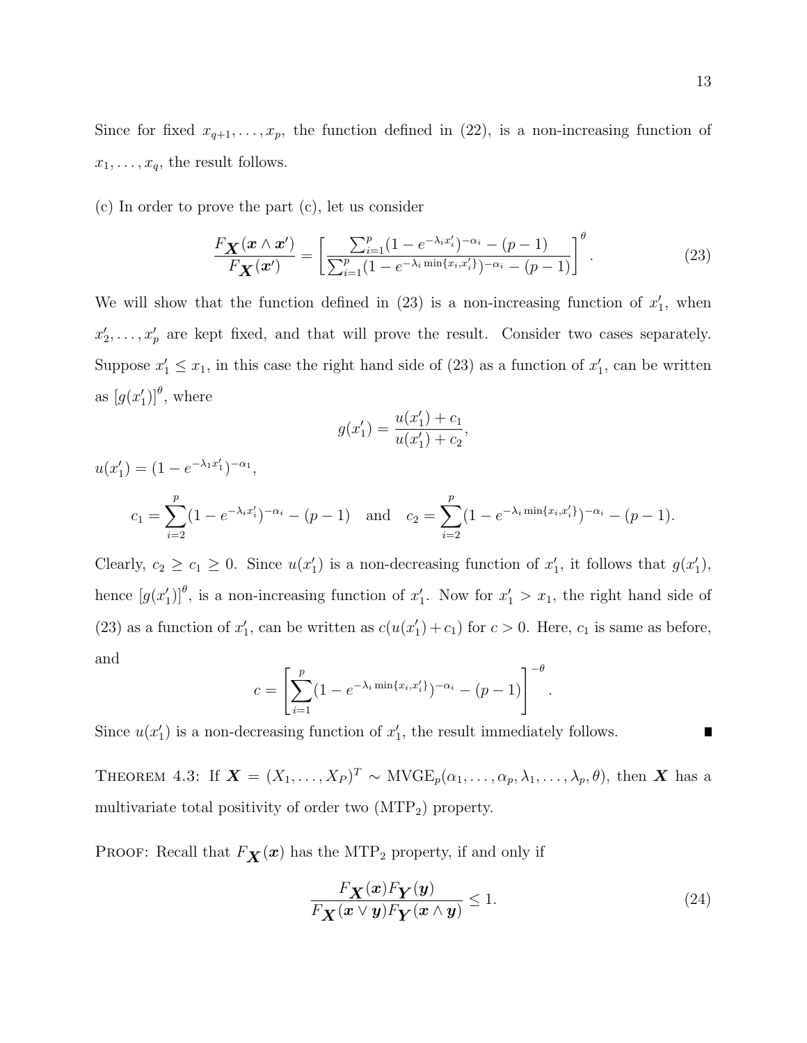Since for fixed $x_{q+1}, \ldots, x_p$, the function defined in (22), is a non-increasing function of $x_1, \ldots, x_q$, the result follows.

(c) In order to prove the part (c), let us consider

$$\frac{F_{\boldsymbol{X}}(\boldsymbol{x} \wedge \boldsymbol{x}')}{F_{\boldsymbol{X}}(\boldsymbol{x}')} = \left[ \frac{\sum_{i=1}^{p} (1 - e^{-\lambda_i x_i'})^{-\alpha_i} - (p-1)}{\sum_{i=1}^{p} (1 - e^{-\lambda_i \min\{x_i, x_i'\}})^{-\alpha_i} - (p-1)} \right]^{\theta}. \tag{23}$$

We will show that the function defined in (23) is a non-increasing function of $x_1'$, when $x_2', \ldots, x_p'$ are kept fixed, and that will prove the result. Consider two cases separately. Suppose $x_1' \leq x_1$, in this case the right hand side of (23) as a function of $x_1'$, can be written as $[g(x_1')]^{\theta}$, where

$$g(x_1') = \frac{u(x_1') + c_1}{u(x_1') + c_2},$$

$u(x_1') = (1 - e^{-\lambda_1 x_1'})^{-\alpha_1}$,

$$c_1 = \sum_{i=2}^{p} (1 - e^{-\lambda_i x_i'})^{-\alpha_i} - (p-1) \quad \text{and} \quad c_2 = \sum_{i=2}^{p} (1 - e^{-\lambda_i \min\{x_i, x_i'\}})^{-\alpha_i} - (p-1).$$

Clearly, $c_2 \geq c_1 \geq 0$. Since $u(x_1')$ is a non-decreasing function of $x_1'$, it follows that $g(x_1')$, hence $[g(x_1')]^{\theta}$, is a non-increasing function of $x_1'$. Now for $x_1' > x_1$, the right hand side of (23) as a function of $x_1'$, can be written as $c(u(x_1') + c_1)$ for $c > 0$. Here, $c_1$ is same as before, and

$$c = \left[ \sum_{i=1}^{p} (1 - e^{-\lambda_i \min\{x_i, x_i'\}})^{-\alpha_i} - (p-1) \right]^{-\theta}.$$

Since $u(x_1')$ is a non-decreasing function of $x_1'$, the result immediately follows. ∎

THEOREM 4.3: If $\boldsymbol{X} = (X_1, \ldots, X_P)^T \sim \text{MVGE}_p(\alpha_1, \ldots, \alpha_p, \lambda_1, \ldots, \lambda_p, \theta)$, then $\boldsymbol{X}$ has a multivariate total positivity of order two ($\text{MTP}_2$) property.

PROOF: Recall that $F_{\boldsymbol{X}}(\boldsymbol{x})$ has the $\text{MTP}_2$ property, if and only if

$$\frac{F_{\boldsymbol{X}}(\boldsymbol{x}) F_{\boldsymbol{Y}}(\boldsymbol{y})}{F_{\boldsymbol{X}}(\boldsymbol{x} \vee \boldsymbol{y}) F_{\boldsymbol{Y}}(\boldsymbol{x} \wedge \boldsymbol{y})} \leq 1. \tag{24}$$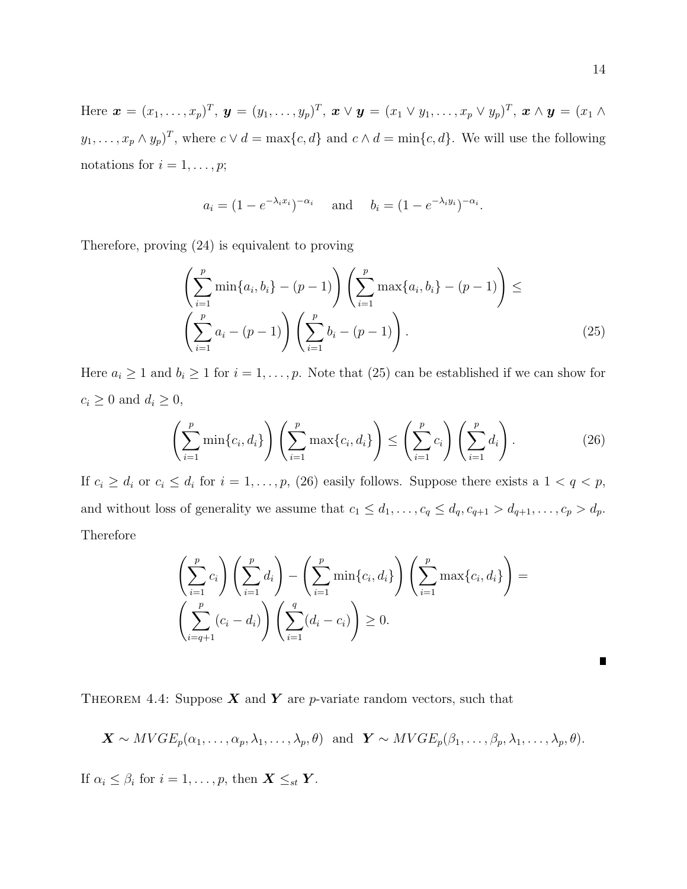Here $\boldsymbol{x} = (x_1, \ldots, x_p)^T$, $\boldsymbol{y} = (y_1, \ldots, y_p)^T$, $\boldsymbol{x} \vee \boldsymbol{y} = (x_1 \vee y_1, \ldots, x_p \vee y_p)^T$, $\boldsymbol{x} \wedge \boldsymbol{y} = (x_1 \wedge y_1, \ldots, x_p \wedge y_p)^T$, where $c \vee d = \max\{c, d\}$ and $c \wedge d = \min\{c, d\}$. We will use the following notations for $i = 1, \ldots, p$;

$$a_i = (1 - e^{-\lambda_i x_i})^{-\alpha_i} \quad \text{and} \quad b_i = (1 - e^{-\lambda_i y_i})^{-\alpha_i}.$$

Therefore, proving (24) is equivalent to proving

$$\left( \sum_{i=1}^{p} \min\{a_i, b_i\} - (p-1) \right) \left( \sum_{i=1}^{p} \max\{a_i, b_i\} - (p-1) \right) \leq \left( \sum_{i=1}^{p} a_i - (p-1) \right) \left( \sum_{i=1}^{p} b_i - (p-1) \right). \tag{25}$$

Here $a_i \geq 1$ and $b_i \geq 1$ for $i = 1, \ldots, p$. Note that (25) can be established if we can show for $c_i \geq 0$ and $d_i \geq 0$,

$$\left( \sum_{i=1}^{p} \min\{c_i, d_i\} \right) \left( \sum_{i=1}^{p} \max\{c_i, d_i\} \right) \leq \left( \sum_{i=1}^{p} c_i \right) \left( \sum_{i=1}^{p} d_i \right). \tag{26}$$

If $c_i \geq d_i$ or $c_i \leq d_i$ for $i = 1, \ldots, p$, (26) easily follows. Suppose there exists a $1 < q < p$, and without loss of generality we assume that $c_1 \leq d_1, \ldots, c_q \leq d_q, c_{q+1} > d_{q+1}, \ldots, c_p > d_p$. Therefore

$$\left( \sum_{i=1}^{p} c_i \right) \left( \sum_{i=1}^{p} d_i \right) - \left( \sum_{i=1}^{p} \min\{c_i, d_i\} \right) \left( \sum_{i=1}^{p} \max\{c_i, d_i\} \right) = \left( \sum_{i=q+1}^{p} (c_i - d_i) \right) \left( \sum_{i=1}^{q} (d_i - c_i) \right) \geq 0.$$

■

THEOREM 4.4: Suppose $\boldsymbol{X}$ and $\boldsymbol{Y}$ are $p$-variate random vectors, such that

$$\boldsymbol{X} \sim MVGE_p(\alpha_1, \ldots, \alpha_p, \lambda_1, \ldots, \lambda_p, \theta) \quad \text{and} \quad \boldsymbol{Y} \sim MVGE_p(\beta_1, \ldots, \beta_p, \lambda_1, \ldots, \lambda_p, \theta).$$

If $\alpha_i \leq \beta_i$ for $i = 1, \ldots, p$, then $\boldsymbol{X} \leq_{st} \boldsymbol{Y}$.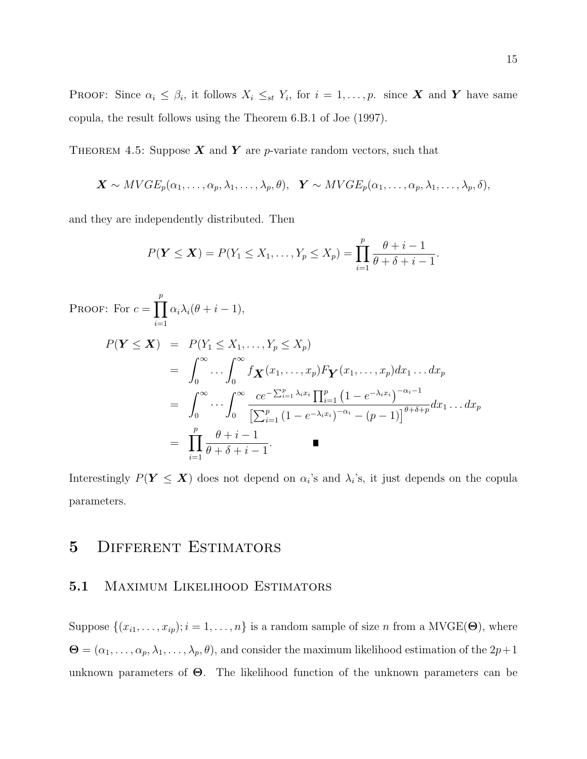PROOF: Since $\alpha_i \leq \beta_i$, it follows $X_i \leq_{st} Y_i$, for $i = 1, \ldots, p$. since $\boldsymbol{X}$ and $\boldsymbol{Y}$ have same copula, the result follows using the Theorem 6.B.1 of Joe (1997).

THEOREM 4.5: Suppose $\boldsymbol{X}$ and $\boldsymbol{Y}$ are $p$-variate random vectors, such that

$$\boldsymbol{X} \sim MVGE_p(\alpha_1, \ldots, \alpha_p, \lambda_1, \ldots, \lambda_p, \theta), \quad \boldsymbol{Y} \sim MVGE_p(\alpha_1, \ldots, \alpha_p, \lambda_1, \ldots, \lambda_p, \delta),$$

and they are independently distributed. Then

$$P(\boldsymbol{Y} \leq \boldsymbol{X}) = P(Y_1 \leq X_1, \ldots, Y_p \leq X_p) = \prod_{i=1}^{p} \frac{\theta + i - 1}{\theta + \delta + i - 1}.$$

PROOF: For $c = \prod_{i=1}^{p} \alpha_i \lambda_i (\theta + i - 1)$,

$$\begin{aligned}
P(\boldsymbol{Y} \leq \boldsymbol{X}) &= P(Y_1 \leq X_1, \ldots, Y_p \leq X_p) \\
&= \int_0^\infty \cdots \int_0^\infty f_{\boldsymbol{X}}(x_1, \ldots, x_p) F_{\boldsymbol{Y}}(x_1, \ldots, x_p) dx_1 \ldots dx_p \\
&= \int_0^\infty \cdots \int_0^\infty \frac{c e^{-\sum_{i=1}^{p} \lambda_i x_i} \prod_{i=1}^{p} \left(1 - e^{-\lambda_i x_i}\right)^{-\alpha_i - 1}}{\left[\sum_{i=1}^{p} \left(1 - e^{-\lambda_i x_i}\right)^{-\alpha_i} - (p-1)\right]^{\theta + \delta + p}} dx_1 \ldots dx_p \\
&= \prod_{i=1}^{p} \frac{\theta + i - 1}{\theta + \delta + i - 1}. \qquad \blacksquare
\end{aligned}$$

Interestingly $P(\boldsymbol{Y} \leq \boldsymbol{X})$ does not depend on $\alpha_i$'s and $\lambda_i$'s, it just depends on the copula parameters.

# 5 Different Estimators

## 5.1 Maximum Likelihood Estimators

Suppose $\{(x_{i1}, \ldots, x_{ip}); i = 1, \ldots, n\}$ is a random sample of size $n$ from a MVGE($\boldsymbol{\Theta}$), where $\boldsymbol{\Theta} = (\alpha_1, \ldots, \alpha_p, \lambda_1, \ldots, \lambda_p, \theta)$, and consider the maximum likelihood estimation of the $2p+1$ unknown parameters of $\boldsymbol{\Theta}$. The likelihood function of the unknown parameters can be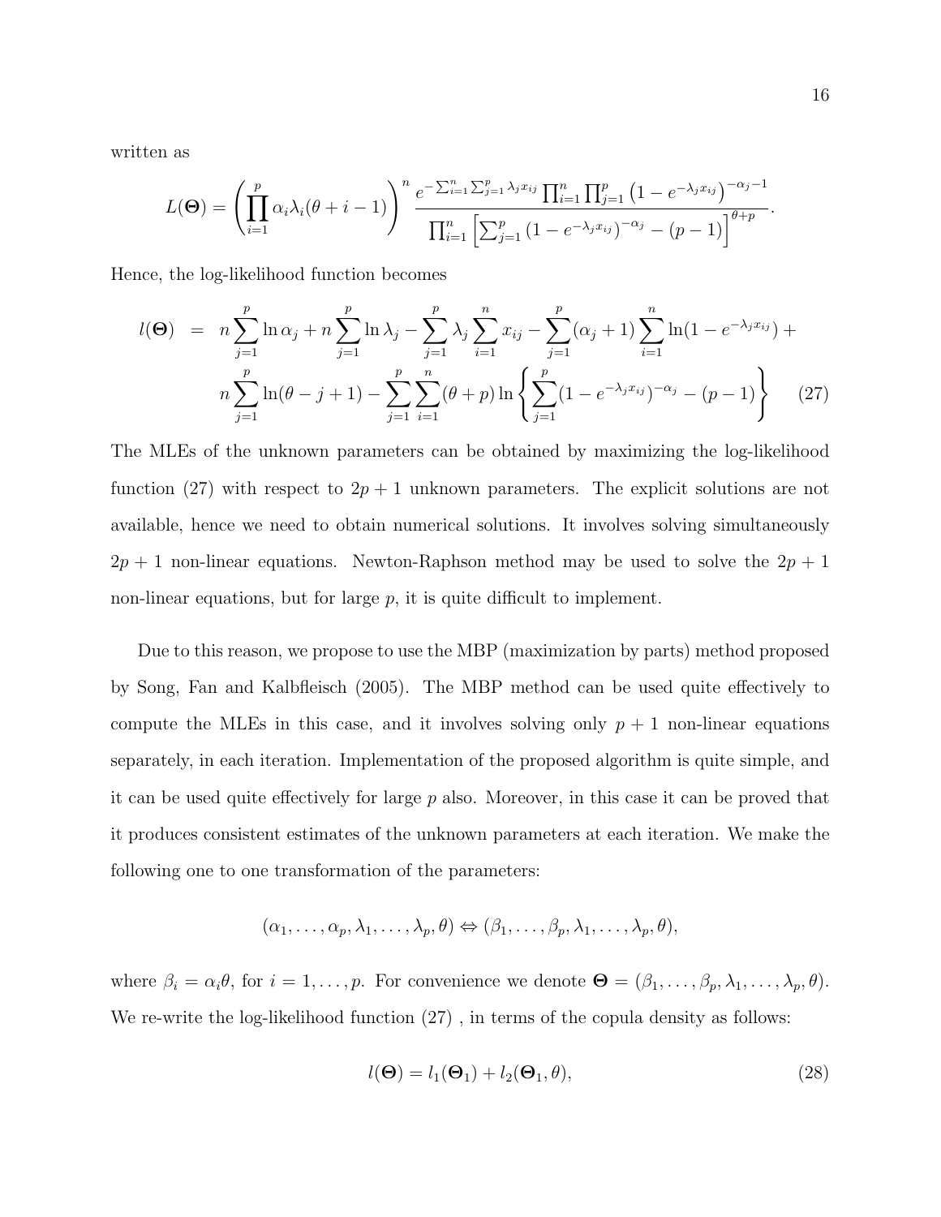written as

$$L(\boldsymbol{\Theta}) = \left(\prod_{i=1}^{p} \alpha_i \lambda_i (\theta + i - 1)\right)^n \frac{e^{-\sum_{i=1}^{n}\sum_{j=1}^{p} \lambda_j x_{ij}} \prod_{i=1}^{n}\prod_{j=1}^{p} \left(1 - e^{-\lambda_j x_{ij}}\right)^{-\alpha_j - 1}}{\prod_{i=1}^{n} \left[\sum_{j=1}^{p} \left(1 - e^{-\lambda_j x_{ij}}\right)^{-\alpha_j} - (p-1)\right]^{\theta + p}}.$$

Hence, the log-likelihood function becomes

$$\begin{aligned} l(\boldsymbol{\Theta}) &= n\sum_{j=1}^{p} \ln \alpha_j + n\sum_{j=1}^{p} \ln \lambda_j - \sum_{j=1}^{p} \lambda_j \sum_{i=1}^{n} x_{ij} - \sum_{j=1}^{p} (\alpha_j + 1) \sum_{i=1}^{n} \ln(1 - e^{-\lambda_j x_{ij}}) + \\ & \quad n\sum_{j=1}^{p} \ln(\theta - j + 1) - \sum_{j=1}^{p}\sum_{i=1}^{n} (\theta + p) \ln \left\{ \sum_{j=1}^{p} (1 - e^{-\lambda_j x_{ij}})^{-\alpha_j} - (p-1) \right\} \end{aligned} \quad (27)$$

The MLEs of the unknown parameters can be obtained by maximizing the log-likelihood function (27) with respect to $2p+1$ unknown parameters. The explicit solutions are not available, hence we need to obtain numerical solutions. It involves solving simultaneously $2p+1$ non-linear equations. Newton-Raphson method may be used to solve the $2p+1$ non-linear equations, but for large $p$, it is quite difficult to implement.

Due to this reason, we propose to use the MBP (maximization by parts) method proposed by Song, Fan and Kalbfleisch (2005). The MBP method can be used quite effectively to compute the MLEs in this case, and it involves solving only $p+1$ non-linear equations separately, in each iteration. Implementation of the proposed algorithm is quite simple, and it can be used quite effectively for large $p$ also. Moreover, in this case it can be proved that it produces consistent estimates of the unknown parameters at each iteration. We make the following one to one transformation of the parameters:

$$(\alpha_1, \ldots, \alpha_p, \lambda_1, \ldots, \lambda_p, \theta) \Leftrightarrow (\beta_1, \ldots, \beta_p, \lambda_1, \ldots, \lambda_p, \theta),$$

where $\beta_i = \alpha_i \theta$, for $i = 1, \ldots, p$. For convenience we denote $\boldsymbol{\Theta} = (\beta_1, \ldots, \beta_p, \lambda_1, \ldots, \lambda_p, \theta)$. We re-write the log-likelihood function (27) , in terms of the copula density as follows:

$$l(\boldsymbol{\Theta}) = l_1(\boldsymbol{\Theta}_1) + l_2(\boldsymbol{\Theta}_1, \theta), \quad (28)$$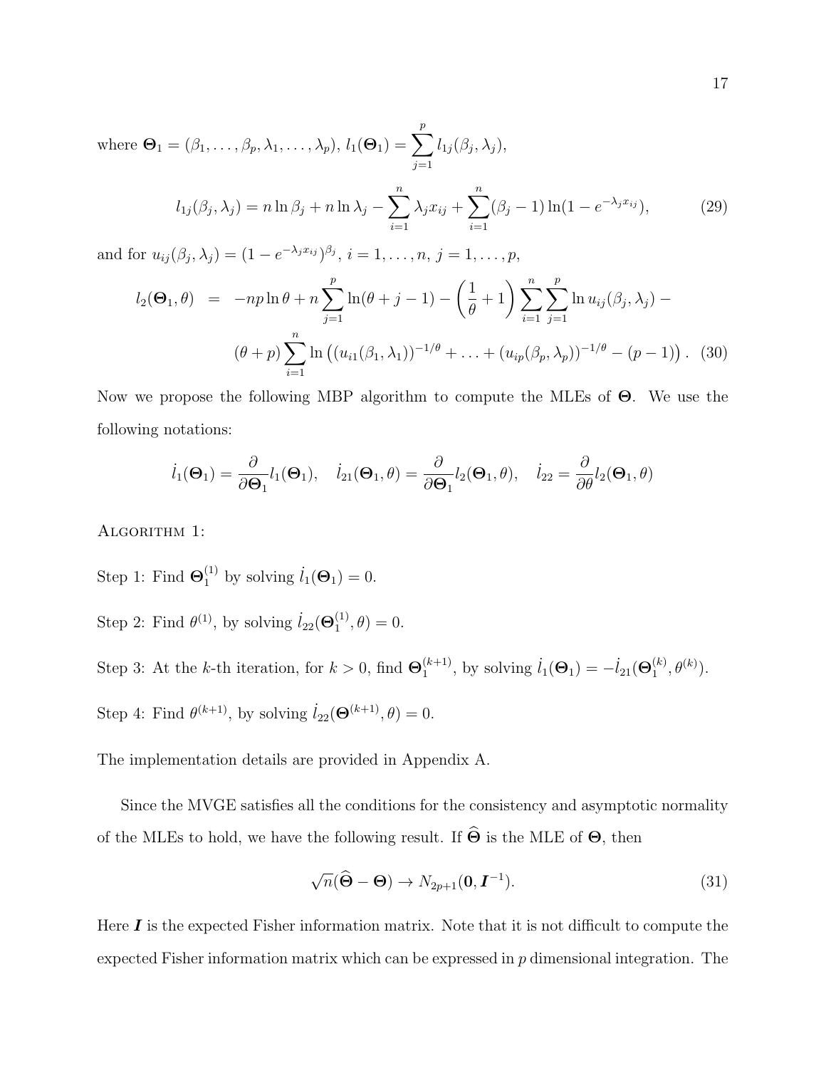where $\mathbf{\Theta}_1 = (\beta_1, \ldots, \beta_p, \lambda_1, \ldots, \lambda_p)$, $l_1(\mathbf{\Theta}_1) = \sum_{j=1}^{p} l_{1j}(\beta_j, \lambda_j)$,

$$l_{1j}(\beta_j, \lambda_j) = n \ln \beta_j + n \ln \lambda_j - \sum_{i=1}^{n} \lambda_j x_{ij} + \sum_{i=1}^{n} (\beta_j - 1) \ln(1 - e^{-\lambda_j x_{ij}}), \tag{29}$$

and for $u_{ij}(\beta_j, \lambda_j) = (1 - e^{-\lambda_j x_{ij}})^{\beta_j}$, $i = 1, \ldots, n$, $j = 1, \ldots, p$,

$$\begin{aligned} l_2(\mathbf{\Theta}_1, \theta) &= -np \ln \theta + n \sum_{j=1}^{p} \ln(\theta + j - 1) - \left(\frac{1}{\theta} + 1\right) \sum_{i=1}^{n} \sum_{j=1}^{p} \ln u_{ij}(\beta_j, \lambda_j) - \\ &\quad (\theta + p) \sum_{i=1}^{n} \ln \left( (u_{i1}(\beta_1, \lambda_1))^{-1/\theta} + \ldots + (u_{ip}(\beta_p, \lambda_p))^{-1/\theta} - (p-1) \right). \end{aligned} \tag{30}$$

Now we propose the following MBP algorithm to compute the MLEs of $\mathbf{\Theta}$. We use the following notations:

$$\dot{l}_1(\mathbf{\Theta}_1) = \frac{\partial}{\partial \mathbf{\Theta}_1} l_1(\mathbf{\Theta}_1), \quad \dot{l}_{21}(\mathbf{\Theta}_1, \theta) = \frac{\partial}{\partial \mathbf{\Theta}_1} l_2(\mathbf{\Theta}_1, \theta), \quad \dot{l}_{22} = \frac{\partial}{\partial \theta} l_2(\mathbf{\Theta}_1, \theta)$$

Algorithm 1:

Step 1: Find $\mathbf{\Theta}_1^{(1)}$ by solving $\dot{l}_1(\mathbf{\Theta}_1) = 0$.

Step 2: Find $\theta^{(1)}$, by solving $\dot{l}_{22}(\mathbf{\Theta}_1^{(1)}, \theta) = 0$.

Step 3: At the $k$-th iteration, for $k > 0$, find $\mathbf{\Theta}_1^{(k+1)}$, by solving $\dot{l}_1(\mathbf{\Theta}_1) = -\dot{l}_{21}(\mathbf{\Theta}_1^{(k)}, \theta^{(k)})$.

Step 4: Find $\theta^{(k+1)}$, by solving $\dot{l}_{22}(\mathbf{\Theta}^{(k+1)}, \theta) = 0$.

The implementation details are provided in Appendix A.

Since the MVGE satisfies all the conditions for the consistency and asymptotic normality of the MLEs to hold, we have the following result. If $\widehat{\mathbf{\Theta}}$ is the MLE of $\mathbf{\Theta}$, then

$$\sqrt{n}(\widehat{\mathbf{\Theta}} - \mathbf{\Theta}) \to N_{2p+1}(\mathbf{0}, \boldsymbol{I}^{-1}). \tag{31}$$

Here $\boldsymbol{I}$ is the expected Fisher information matrix. Note that it is not difficult to compute the expected Fisher information matrix which can be expressed in $p$ dimensional integration. The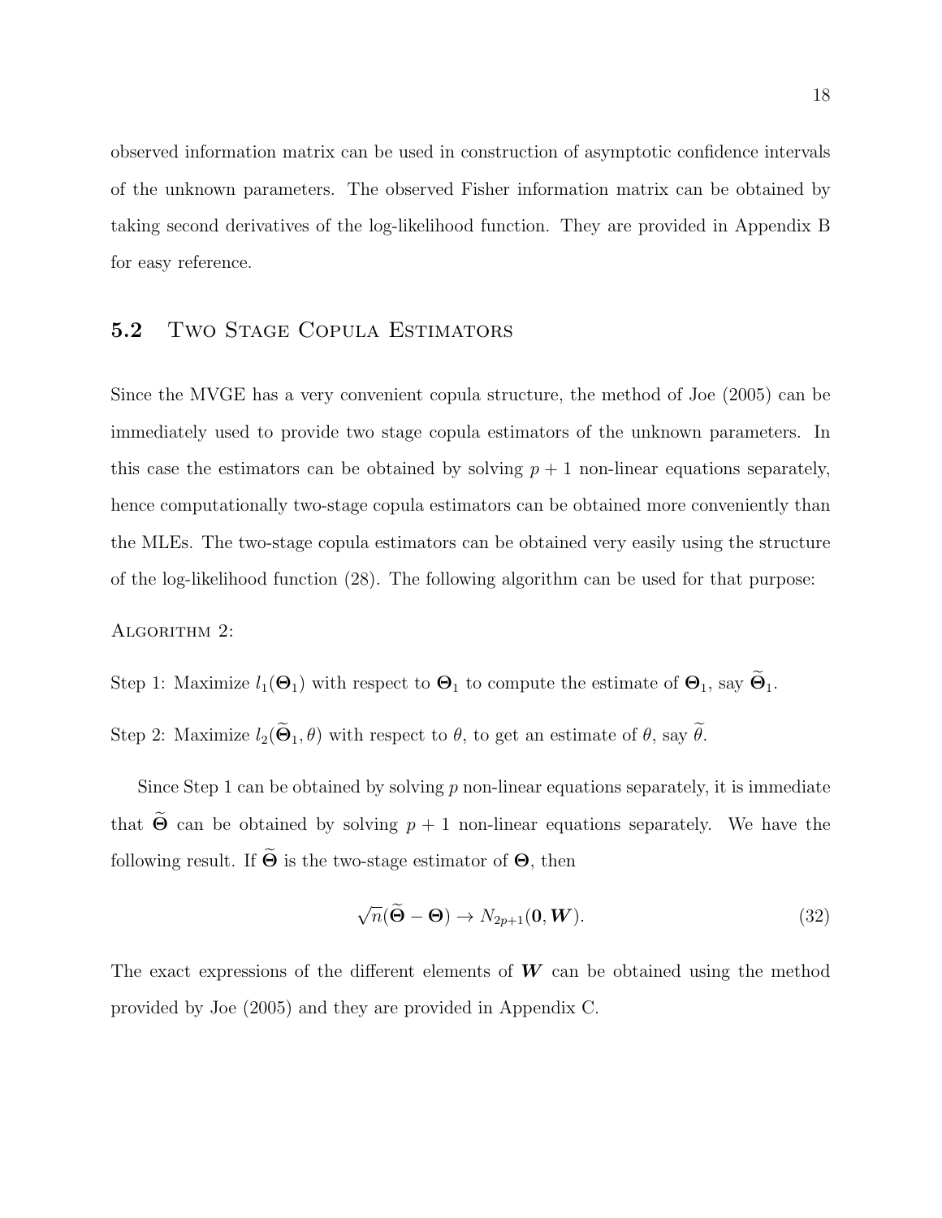observed information matrix can be used in construction of asymptotic confidence intervals of the unknown parameters. The observed Fisher information matrix can be obtained by taking second derivatives of the log-likelihood function. They are provided in Appendix B for easy reference.

## 5.2 Two Stage Copula Estimators

Since the MVGE has a very convenient copula structure, the method of Joe (2005) can be immediately used to provide two stage copula estimators of the unknown parameters. In this case the estimators can be obtained by solving $p+1$ non-linear equations separately, hence computationally two-stage copula estimators can be obtained more conveniently than the MLEs. The two-stage copula estimators can be obtained very easily using the structure of the log-likelihood function (28). The following algorithm can be used for that purpose:

Algorithm 2:

Step 1: Maximize $l_1(\mathbf{\Theta}_1)$ with respect to $\mathbf{\Theta}_1$ to compute the estimate of $\mathbf{\Theta}_1$, say $\widetilde{\mathbf{\Theta}}_1$.

Step 2: Maximize $l_2(\widetilde{\mathbf{\Theta}}_1, \theta)$ with respect to $\theta$, to get an estimate of $\theta$, say $\widetilde{\theta}$.

Since Step 1 can be obtained by solving $p$ non-linear equations separately, it is immediate that $\widetilde{\mathbf{\Theta}}$ can be obtained by solving $p+1$ non-linear equations separately. We have the following result. If $\widetilde{\mathbf{\Theta}}$ is the two-stage estimator of $\mathbf{\Theta}$, then

$$\sqrt{n}(\widetilde{\mathbf{\Theta}} - \mathbf{\Theta}) \rightarrow N_{2p+1}(\mathbf{0}, \boldsymbol{W}). \tag{32}$$

The exact expressions of the different elements of $\boldsymbol{W}$ can be obtained using the method provided by Joe (2005) and they are provided in Appendix C.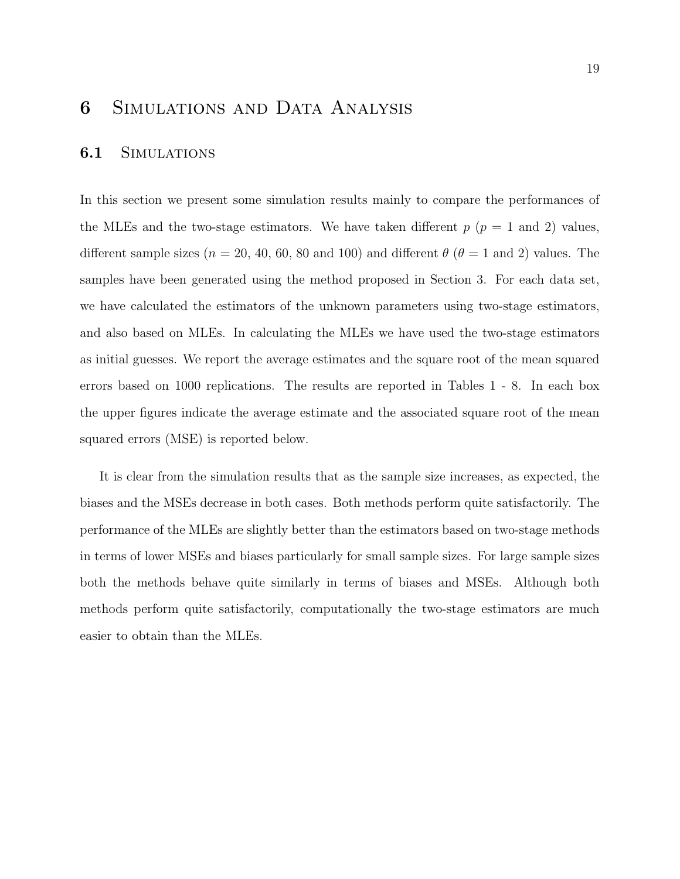# 6 Simulations and Data Analysis

## 6.1 Simulations

In this section we present some simulation results mainly to compare the performances of the MLEs and the two-stage estimators. We have taken different $p$ ($p = 1$ and 2) values, different sample sizes ($n = 20$, 40, 60, 80 and 100) and different $\theta$ ($\theta = 1$ and 2) values. The samples have been generated using the method proposed in Section 3. For each data set, we have calculated the estimators of the unknown parameters using two-stage estimators, and also based on MLEs. In calculating the MLEs we have used the two-stage estimators as initial guesses. We report the average estimates and the square root of the mean squared errors based on 1000 replications. The results are reported in Tables 1 - 8. In each box the upper figures indicate the average estimate and the associated square root of the mean squared errors (MSE) is reported below.

It is clear from the simulation results that as the sample size increases, as expected, the biases and the MSEs decrease in both cases. Both methods perform quite satisfactorily. The performance of the MLEs are slightly better than the estimators based on two-stage methods in terms of lower MSEs and biases particularly for small sample sizes. For large sample sizes both the methods behave quite similarly in terms of biases and MSEs. Although both methods perform quite satisfactorily, computationally the two-stage estimators are much easier to obtain than the MLEs.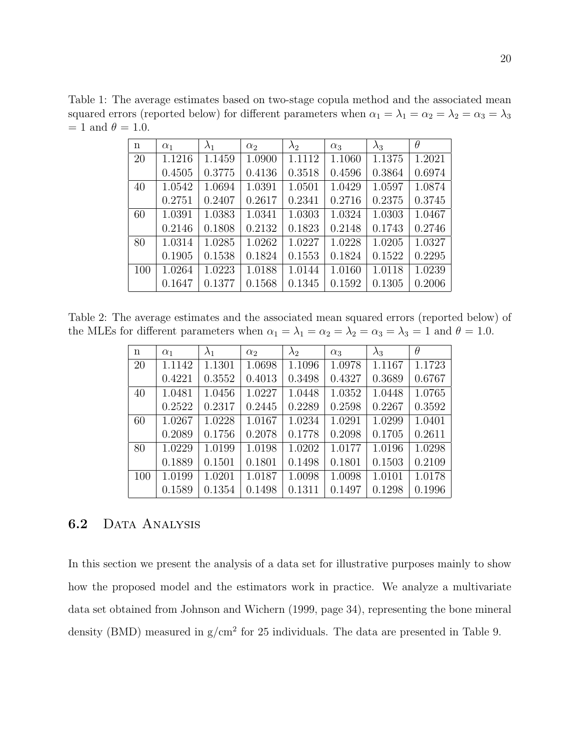Table 1: The average estimates based on two-stage copula method and the associated mean squared errors (reported below) for different parameters when $\alpha_1 = \lambda_1 = \alpha_2 = \lambda_2 = \alpha_3 = \lambda_3 = 1$ and $\theta = 1.0$.

| n | $\alpha_1$ | $\lambda_1$ | $\alpha_2$ | $\lambda_2$ | $\alpha_3$ | $\lambda_3$ | $\theta$ |
|---|---|---|---|---|---|---|---|
| 20 | 1.1216 | 1.1459 | 1.0900 | 1.1112 | 1.1060 | 1.1375 | 1.2021 |
| | 0.4505 | 0.3775 | 0.4136 | 0.3518 | 0.4596 | 0.3864 | 0.6974 |
| 40 | 1.0542 | 1.0694 | 1.0391 | 1.0501 | 1.0429 | 1.0597 | 1.0874 |
| | 0.2751 | 0.2407 | 0.2617 | 0.2341 | 0.2716 | 0.2375 | 0.3745 |
| 60 | 1.0391 | 1.0383 | 1.0341 | 1.0303 | 1.0324 | 1.0303 | 1.0467 |
| | 0.2146 | 0.1808 | 0.2132 | 0.1823 | 0.2148 | 0.1743 | 0.2746 |
| 80 | 1.0314 | 1.0285 | 1.0262 | 1.0227 | 1.0228 | 1.0205 | 1.0327 |
| | 0.1905 | 0.1538 | 0.1824 | 0.1553 | 0.1824 | 0.1522 | 0.2295 |
| 100 | 1.0264 | 1.0223 | 1.0188 | 1.0144 | 1.0160 | 1.0118 | 1.0239 |
| | 0.1647 | 0.1377 | 0.1568 | 0.1345 | 0.1592 | 0.1305 | 0.2006 |

Table 2: The average estimates and the associated mean squared errors (reported below) of the MLEs for different parameters when $\alpha_1 = \lambda_1 = \alpha_2 = \lambda_2 = \alpha_3 = \lambda_3 = 1$ and $\theta = 1.0$.

| n | $\alpha_1$ | $\lambda_1$ | $\alpha_2$ | $\lambda_2$ | $\alpha_3$ | $\lambda_3$ | $\theta$ |
|---|---|---|---|---|---|---|---|
| 20 | 1.1142 | 1.1301 | 1.0698 | 1.1096 | 1.0978 | 1.1167 | 1.1723 |
| | 0.4221 | 0.3552 | 0.4013 | 0.3498 | 0.4327 | 0.3689 | 0.6767 |
| 40 | 1.0481 | 1.0456 | 1.0227 | 1.0448 | 1.0352 | 1.0448 | 1.0765 |
| | 0.2522 | 0.2317 | 0.2445 | 0.2289 | 0.2598 | 0.2267 | 0.3592 |
| 60 | 1.0267 | 1.0228 | 1.0167 | 1.0234 | 1.0291 | 1.0299 | 1.0401 |
| | 0.2089 | 0.1756 | 0.2078 | 0.1778 | 0.2098 | 0.1705 | 0.2611 |
| 80 | 1.0229 | 1.0199 | 1.0198 | 1.0202 | 1.0177 | 1.0196 | 1.0298 |
| | 0.1889 | 0.1501 | 0.1801 | 0.1498 | 0.1801 | 0.1503 | 0.2109 |
| 100 | 1.0199 | 1.0201 | 1.0187 | 1.0098 | 1.0098 | 1.0101 | 1.0178 |
| | 0.1589 | 0.1354 | 0.1498 | 0.1311 | 0.1497 | 0.1298 | 0.1996 |

## 6.2 Data Analysis

In this section we present the analysis of a data set for illustrative purposes mainly to show how the proposed model and the estimators work in practice. We analyze a multivariate data set obtained from Johnson and Wichern (1999, page 34), representing the bone mineral density (BMD) measured in g/cm$^2$ for 25 individuals. The data are presented in Table 9.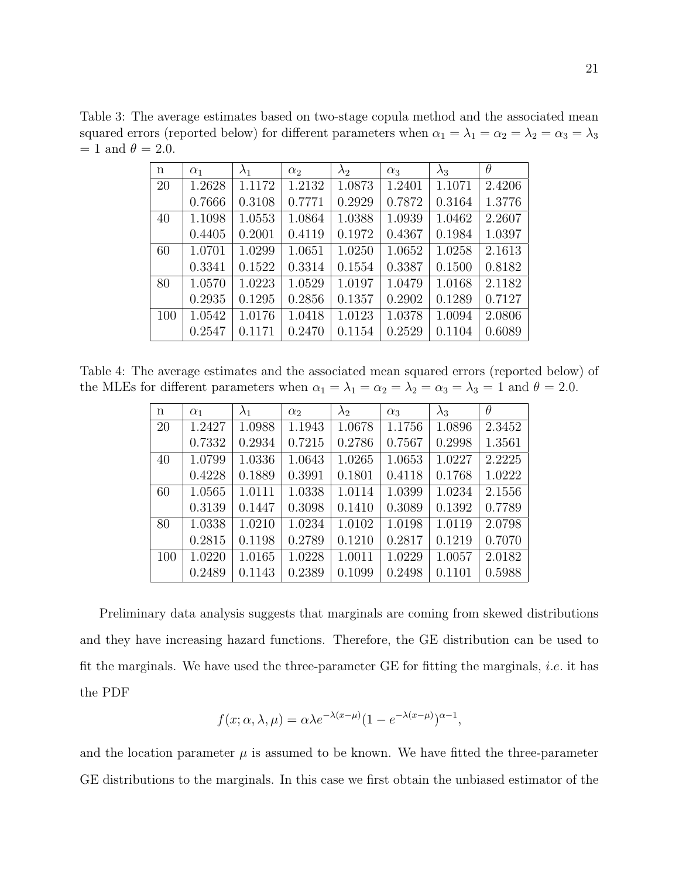Table 3: The average estimates based on two-stage copula method and the associated mean squared errors (reported below) for different parameters when $\alpha_1 = \lambda_1 = \alpha_2 = \lambda_2 = \alpha_3 = \lambda_3 = 1$ and $\theta = 2.0$.

| n | $\alpha_1$ | $\lambda_1$ | $\alpha_2$ | $\lambda_2$ | $\alpha_3$ | $\lambda_3$ | $\theta$ |
|---|---|---|---|---|---|---|---|
| 20 | 1.2628 | 1.1172 | 1.2132 | 1.0873 | 1.2401 | 1.1071 | 2.4206 |
| | 0.7666 | 0.3108 | 0.7771 | 0.2929 | 0.7872 | 0.3164 | 1.3776 |
| 40 | 1.1098 | 1.0553 | 1.0864 | 1.0388 | 1.0939 | 1.0462 | 2.2607 |
| | 0.4405 | 0.2001 | 0.4119 | 0.1972 | 0.4367 | 0.1984 | 1.0397 |
| 60 | 1.0701 | 1.0299 | 1.0651 | 1.0250 | 1.0652 | 1.0258 | 2.1613 |
| | 0.3341 | 0.1522 | 0.3314 | 0.1554 | 0.3387 | 0.1500 | 0.8182 |
| 80 | 1.0570 | 1.0223 | 1.0529 | 1.0197 | 1.0479 | 1.0168 | 2.1182 |
| | 0.2935 | 0.1295 | 0.2856 | 0.1357 | 0.2902 | 0.1289 | 0.7127 |
| 100 | 1.0542 | 1.0176 | 1.0418 | 1.0123 | 1.0378 | 1.0094 | 2.0806 |
| | 0.2547 | 0.1171 | 0.2470 | 0.1154 | 0.2529 | 0.1104 | 0.6089 |

Table 4: The average estimates and the associated mean squared errors (reported below) of the MLEs for different parameters when $\alpha_1 = \lambda_1 = \alpha_2 = \lambda_2 = \alpha_3 = \lambda_3 = 1$ and $\theta = 2.0$.

| n | $\alpha_1$ | $\lambda_1$ | $\alpha_2$ | $\lambda_2$ | $\alpha_3$ | $\lambda_3$ | $\theta$ |
|---|---|---|---|---|---|---|---|
| 20 | 1.2427 | 1.0988 | 1.1943 | 1.0678 | 1.1756 | 1.0896 | 2.3452 |
| | 0.7332 | 0.2934 | 0.7215 | 0.2786 | 0.7567 | 0.2998 | 1.3561 |
| 40 | 1.0799 | 1.0336 | 1.0643 | 1.0265 | 1.0653 | 1.0227 | 2.2225 |
| | 0.4228 | 0.1889 | 0.3991 | 0.1801 | 0.4118 | 0.1768 | 1.0222 |
| 60 | 1.0565 | 1.0111 | 1.0338 | 1.0114 | 1.0399 | 1.0234 | 2.1556 |
| | 0.3139 | 0.1447 | 0.3098 | 0.1410 | 0.3089 | 0.1392 | 0.7789 |
| 80 | 1.0338 | 1.0210 | 1.0234 | 1.0102 | 1.0198 | 1.0119 | 2.0798 |
| | 0.2815 | 0.1198 | 0.2789 | 0.1210 | 0.2817 | 0.1219 | 0.7070 |
| 100 | 1.0220 | 1.0165 | 1.0228 | 1.0011 | 1.0229 | 1.0057 | 2.0182 |
| | 0.2489 | 0.1143 | 0.2389 | 0.1099 | 0.2498 | 0.1101 | 0.5988 |

Preliminary data analysis suggests that marginals are coming from skewed distributions and they have increasing hazard functions. Therefore, the GE distribution can be used to fit the marginals. We have used the three-parameter GE for fitting the marginals, *i.e.* it has the PDF

$$f(x; \alpha, \lambda, \mu) = \alpha \lambda e^{-\lambda(x-\mu)}(1 - e^{-\lambda(x-\mu)})^{\alpha-1},$$

and the location parameter $\mu$ is assumed to be known. We have fitted the three-parameter GE distributions to the marginals. In this case we first obtain the unbiased estimator of the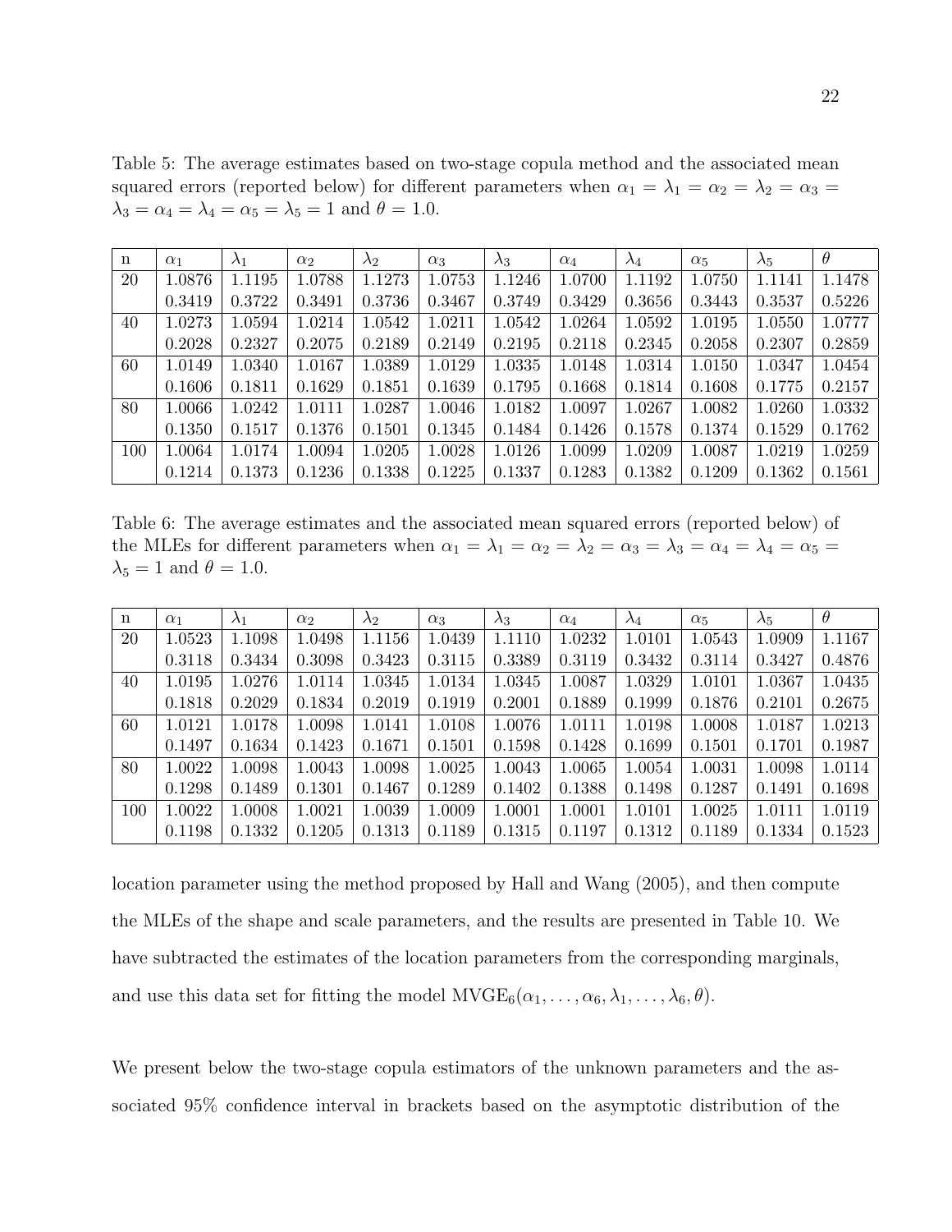Table 5: The average estimates based on two-stage copula method and the associated mean squared errors (reported below) for different parameters when $\alpha_1 = \lambda_1 = \alpha_2 = \lambda_2 = \alpha_3 = \lambda_3 = \alpha_4 = \lambda_4 = \alpha_5 = \lambda_5 = 1$ and $\theta = 1.0$.

| n | $\alpha_1$ | $\lambda_1$ | $\alpha_2$ | $\lambda_2$ | $\alpha_3$ | $\lambda_3$ | $\alpha_4$ | $\lambda_4$ | $\alpha_5$ | $\lambda_5$ | $\theta$ |
|---|---|---|---|---|---|---|---|---|---|---|---|
| 20 | 1.0876 | 1.1195 | 1.0788 | 1.1273 | 1.0753 | 1.1246 | 1.0700 | 1.1192 | 1.0750 | 1.1141 | 1.1478 |
| | 0.3419 | 0.3722 | 0.3491 | 0.3736 | 0.3467 | 0.3749 | 0.3429 | 0.3656 | 0.3443 | 0.3537 | 0.5226 |
| 40 | 1.0273 | 1.0594 | 1.0214 | 1.0542 | 1.0211 | 1.0542 | 1.0264 | 1.0592 | 1.0195 | 1.0550 | 1.0777 |
| | 0.2028 | 0.2327 | 0.2075 | 0.2189 | 0.2149 | 0.2195 | 0.2118 | 0.2345 | 0.2058 | 0.2307 | 0.2859 |
| 60 | 1.0149 | 1.0340 | 1.0167 | 1.0389 | 1.0129 | 1.0335 | 1.0148 | 1.0314 | 1.0150 | 1.0347 | 1.0454 |
| | 0.1606 | 0.1811 | 0.1629 | 0.1851 | 0.1639 | 0.1795 | 0.1668 | 0.1814 | 0.1608 | 0.1775 | 0.2157 |
| 80 | 1.0066 | 1.0242 | 1.0111 | 1.0287 | 1.0046 | 1.0182 | 1.0097 | 1.0267 | 1.0082 | 1.0260 | 1.0332 |
| | 0.1350 | 0.1517 | 0.1376 | 0.1501 | 0.1345 | 0.1484 | 0.1426 | 0.1578 | 0.1374 | 0.1529 | 0.1762 |
| 100 | 1.0064 | 1.0174 | 1.0094 | 1.0205 | 1.0028 | 1.0126 | 1.0099 | 1.0209 | 1.0087 | 1.0219 | 1.0259 |
| | 0.1214 | 0.1373 | 0.1236 | 0.1338 | 0.1225 | 0.1337 | 0.1283 | 0.1382 | 0.1209 | 0.1362 | 0.1561 |

Table 6: The average estimates and the associated mean squared errors (reported below) of the MLEs for different parameters when $\alpha_1 = \lambda_1 = \alpha_2 = \lambda_2 = \alpha_3 = \lambda_3 = \alpha_4 = \lambda_4 = \alpha_5 = \lambda_5 = 1$ and $\theta = 1.0$.

| n | $\alpha_1$ | $\lambda_1$ | $\alpha_2$ | $\lambda_2$ | $\alpha_3$ | $\lambda_3$ | $\alpha_4$ | $\lambda_4$ | $\alpha_5$ | $\lambda_5$ | $\theta$ |
|---|---|---|---|---|---|---|---|---|---|---|---|
| 20 | 1.0523 | 1.1098 | 1.0498 | 1.1156 | 1.0439 | 1.1110 | 1.0232 | 1.0101 | 1.0543 | 1.0909 | 1.1167 |
| | 0.3118 | 0.3434 | 0.3098 | 0.3423 | 0.3115 | 0.3389 | 0.3119 | 0.3432 | 0.3114 | 0.3427 | 0.4876 |
| 40 | 1.0195 | 1.0276 | 1.0114 | 1.0345 | 1.0134 | 1.0345 | 1.0087 | 1.0329 | 1.0101 | 1.0367 | 1.0435 |
| | 0.1818 | 0.2029 | 0.1834 | 0.2019 | 0.1919 | 0.2001 | 0.1889 | 0.1999 | 0.1876 | 0.2101 | 0.2675 |
| 60 | 1.0121 | 1.0178 | 1.0098 | 1.0141 | 1.0108 | 1.0076 | 1.0111 | 1.0198 | 1.0008 | 1.0187 | 1.0213 |
| | 0.1497 | 0.1634 | 0.1423 | 0.1671 | 0.1501 | 0.1598 | 0.1428 | 0.1699 | 0.1501 | 0.1701 | 0.1987 |
| 80 | 1.0022 | 1.0098 | 1.0043 | 1.0098 | 1.0025 | 1.0043 | 1.0065 | 1.0054 | 1.0031 | 1.0098 | 1.0114 |
| | 0.1298 | 0.1489 | 0.1301 | 0.1467 | 0.1289 | 0.1402 | 0.1388 | 0.1498 | 0.1287 | 0.1491 | 0.1698 |
| 100 | 1.0022 | 1.0008 | 1.0021 | 1.0039 | 1.0009 | 1.0001 | 1.0001 | 1.0101 | 1.0025 | 1.0111 | 1.0119 |
| | 0.1198 | 0.1332 | 0.1205 | 0.1313 | 0.1189 | 0.1315 | 0.1197 | 0.1312 | 0.1189 | 0.1334 | 0.1523 |

location parameter using the method proposed by Hall and Wang (2005), and then compute the MLEs of the shape and scale parameters, and the results are presented in Table 10. We have subtracted the estimates of the location parameters from the corresponding marginals, and use this data set for fitting the model $\text{MVGE}_6(\alpha_1, \ldots, \alpha_6, \lambda_1, \ldots, \lambda_6, \theta)$.

We present below the two-stage copula estimators of the unknown parameters and the associated 95% confidence interval in brackets based on the asymptotic distribution of the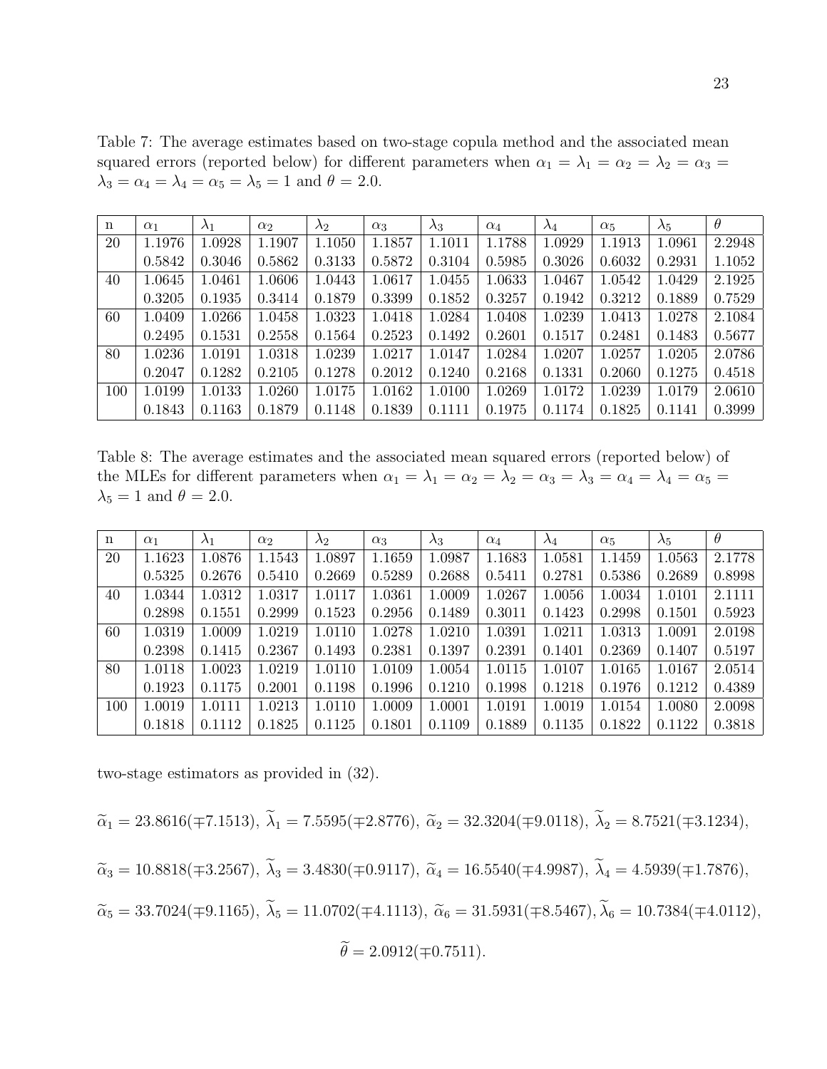Table 7: The average estimates based on two-stage copula method and the associated mean squared errors (reported below) for different parameters when $\alpha_1 = \lambda_1 = \alpha_2 = \lambda_2 = \alpha_3 = \lambda_3 = \alpha_4 = \lambda_4 = \alpha_5 = \lambda_5 = 1$ and $\theta = 2.0$.

| n | $\alpha_1$ | $\lambda_1$ | $\alpha_2$ | $\lambda_2$ | $\alpha_3$ | $\lambda_3$ | $\alpha_4$ | $\lambda_4$ | $\alpha_5$ | $\lambda_5$ | $\theta$ |
|---|---|---|---|---|---|---|---|---|---|---|---|
| 20 | 1.1976 | 1.0928 | 1.1907 | 1.1050 | 1.1857 | 1.1011 | 1.1788 | 1.0929 | 1.1913 | 1.0961 | 2.2948 |
| | 0.5842 | 0.3046 | 0.5862 | 0.3133 | 0.5872 | 0.3104 | 0.5985 | 0.3026 | 0.6032 | 0.2931 | 1.1052 |
| 40 | 1.0645 | 1.0461 | 1.0606 | 1.0443 | 1.0617 | 1.0455 | 1.0633 | 1.0467 | 1.0542 | 1.0429 | 2.1925 |
| | 0.3205 | 0.1935 | 0.3414 | 0.1879 | 0.3399 | 0.1852 | 0.3257 | 0.1942 | 0.3212 | 0.1889 | 0.7529 |
| 60 | 1.0409 | 1.0266 | 1.0458 | 1.0323 | 1.0418 | 1.0284 | 1.0408 | 1.0239 | 1.0413 | 1.0278 | 2.1084 |
| | 0.2495 | 0.1531 | 0.2558 | 0.1564 | 0.2523 | 0.1492 | 0.2601 | 0.1517 | 0.2481 | 0.1483 | 0.5677 |
| 80 | 1.0236 | 1.0191 | 1.0318 | 1.0239 | 1.0217 | 1.0147 | 1.0284 | 1.0207 | 1.0257 | 1.0205 | 2.0786 |
| | 0.2047 | 0.1282 | 0.2105 | 0.1278 | 0.2012 | 0.1240 | 0.2168 | 0.1331 | 0.2060 | 0.1275 | 0.4518 |
| 100 | 1.0199 | 1.0133 | 1.0260 | 1.0175 | 1.0162 | 1.0100 | 1.0269 | 1.0172 | 1.0239 | 1.0179 | 2.0610 |
| | 0.1843 | 0.1163 | 0.1879 | 0.1148 | 0.1839 | 0.1111 | 0.1975 | 0.1174 | 0.1825 | 0.1141 | 0.3999 |

Table 8: The average estimates and the associated mean squared errors (reported below) of the MLEs for different parameters when $\alpha_1 = \lambda_1 = \alpha_2 = \lambda_2 = \alpha_3 = \lambda_3 = \alpha_4 = \lambda_4 = \alpha_5 = \lambda_5 = 1$ and $\theta = 2.0$.

| n | $\alpha_1$ | $\lambda_1$ | $\alpha_2$ | $\lambda_2$ | $\alpha_3$ | $\lambda_3$ | $\alpha_4$ | $\lambda_4$ | $\alpha_5$ | $\lambda_5$ | $\theta$ |
|---|---|---|---|---|---|---|---|---|---|---|---|
| 20 | 1.1623 | 1.0876 | 1.1543 | 1.0897 | 1.1659 | 1.0987 | 1.1683 | 1.0581 | 1.1459 | 1.0563 | 2.1778 |
| | 0.5325 | 0.2676 | 0.5410 | 0.2669 | 0.5289 | 0.2688 | 0.5411 | 0.2781 | 0.5386 | 0.2689 | 0.8998 |
| 40 | 1.0344 | 1.0312 | 1.0317 | 1.0117 | 1.0361 | 1.0009 | 1.0267 | 1.0056 | 1.0034 | 1.0101 | 2.1111 |
| | 0.2898 | 0.1551 | 0.2999 | 0.1523 | 0.2956 | 0.1489 | 0.3011 | 0.1423 | 0.2998 | 0.1501 | 0.5923 |
| 60 | 1.0319 | 1.0009 | 1.0219 | 1.0110 | 1.0278 | 1.0210 | 1.0391 | 1.0211 | 1.0313 | 1.0091 | 2.0198 |
| | 0.2398 | 0.1415 | 0.2367 | 0.1493 | 0.2381 | 0.1397 | 0.2391 | 0.1401 | 0.2369 | 0.1407 | 0.5197 |
| 80 | 1.0118 | 1.0023 | 1.0219 | 1.0110 | 1.0109 | 1.0054 | 1.0115 | 1.0107 | 1.0165 | 1.0167 | 2.0514 |
| | 0.1923 | 0.1175 | 0.2001 | 0.1198 | 0.1996 | 0.1210 | 0.1998 | 0.1218 | 0.1976 | 0.1212 | 0.4389 |
| 100 | 1.0019 | 1.0111 | 1.0213 | 1.0110 | 1.0009 | 1.0001 | 1.0191 | 1.0019 | 1.0154 | 1.0080 | 2.0098 |
| | 0.1818 | 0.1112 | 0.1825 | 0.1125 | 0.1801 | 0.1109 | 0.1889 | 0.1135 | 0.1822 | 0.1122 | 0.3818 |

two-stage estimators as provided in (32).

$$\widetilde{\alpha}_1 = 23.8616(\mp 7.1513),\ \widetilde{\lambda}_1 = 7.5595(\mp 2.8776),\ \widetilde{\alpha}_2 = 32.3204(\mp 9.0118),\ \widetilde{\lambda}_2 = 8.7521(\mp 3.1234),$$

$$\widetilde{\alpha}_3 = 10.8818(\mp 3.2567),\ \widetilde{\lambda}_3 = 3.4830(\mp 0.9117),\ \widetilde{\alpha}_4 = 16.5540(\mp 4.9987),\ \widetilde{\lambda}_4 = 4.5939(\mp 1.7876),$$

$$\widetilde{\alpha}_5 = 33.7024(\mp 9.1165),\ \widetilde{\lambda}_5 = 11.0702(\mp 4.1113),\ \widetilde{\alpha}_6 = 31.5931(\mp 8.5467), \widetilde{\lambda}_6 = 10.7384(\mp 4.0112),$$

$$\widetilde{\theta} = 2.0912(\mp 0.7511).$$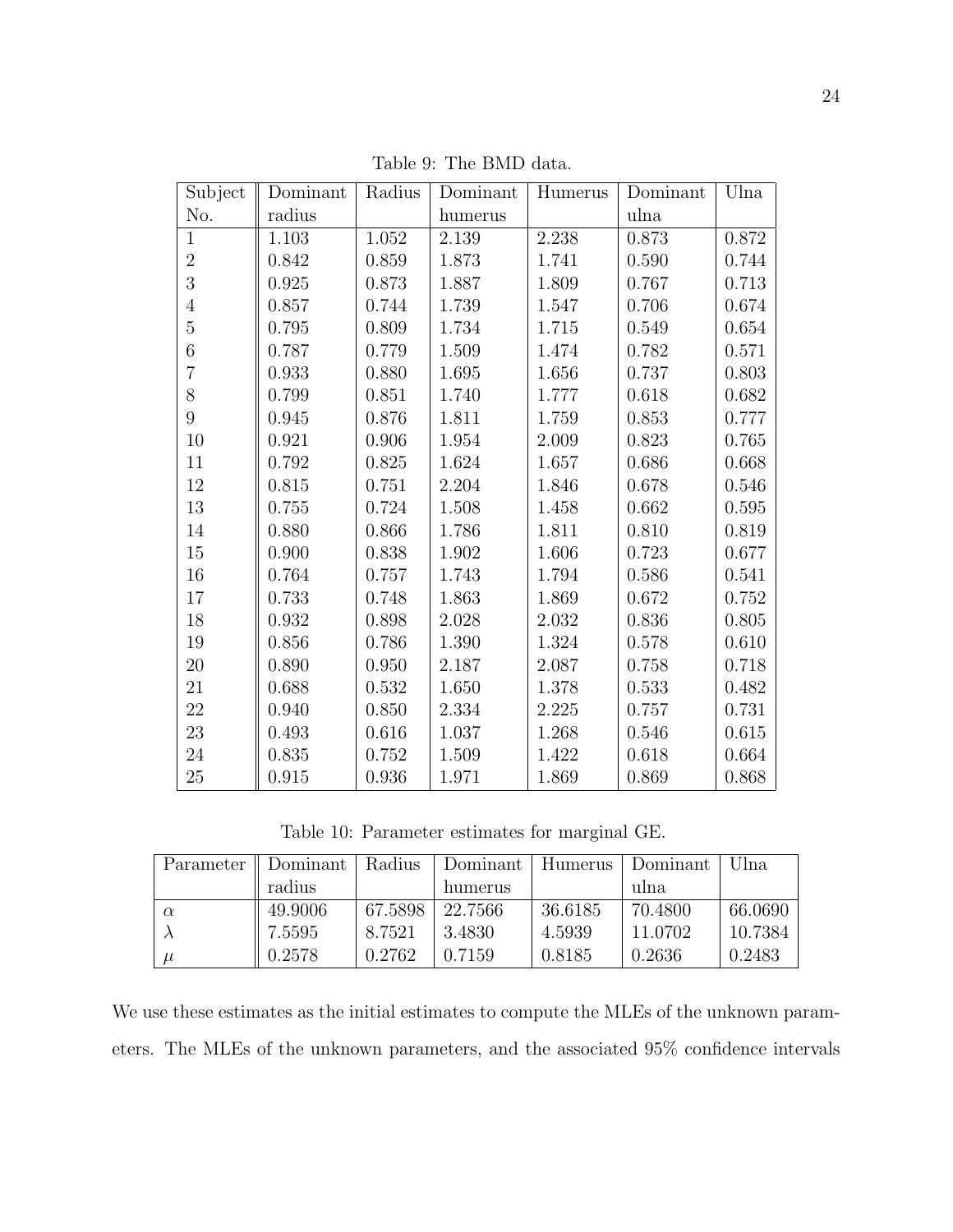Table 9: The BMD data.

| Subject No. | Dominant radius | Radius | Dominant humerus | Humerus | Dominant ulna | Ulna |
|---|---|---|---|---|---|---|
| 1 | 1.103 | 1.052 | 2.139 | 2.238 | 0.873 | 0.872 |
| 2 | 0.842 | 0.859 | 1.873 | 1.741 | 0.590 | 0.744 |
| 3 | 0.925 | 0.873 | 1.887 | 1.809 | 0.767 | 0.713 |
| 4 | 0.857 | 0.744 | 1.739 | 1.547 | 0.706 | 0.674 |
| 5 | 0.795 | 0.809 | 1.734 | 1.715 | 0.549 | 0.654 |
| 6 | 0.787 | 0.779 | 1.509 | 1.474 | 0.782 | 0.571 |
| 7 | 0.933 | 0.880 | 1.695 | 1.656 | 0.737 | 0.803 |
| 8 | 0.799 | 0.851 | 1.740 | 1.777 | 0.618 | 0.682 |
| 9 | 0.945 | 0.876 | 1.811 | 1.759 | 0.853 | 0.777 |
| 10 | 0.921 | 0.906 | 1.954 | 2.009 | 0.823 | 0.765 |
| 11 | 0.792 | 0.825 | 1.624 | 1.657 | 0.686 | 0.668 |
| 12 | 0.815 | 0.751 | 2.204 | 1.846 | 0.678 | 0.546 |
| 13 | 0.755 | 0.724 | 1.508 | 1.458 | 0.662 | 0.595 |
| 14 | 0.880 | 0.866 | 1.786 | 1.811 | 0.810 | 0.819 |
| 15 | 0.900 | 0.838 | 1.902 | 1.606 | 0.723 | 0.677 |
| 16 | 0.764 | 0.757 | 1.743 | 1.794 | 0.586 | 0.541 |
| 17 | 0.733 | 0.748 | 1.863 | 1.869 | 0.672 | 0.752 |
| 18 | 0.932 | 0.898 | 2.028 | 2.032 | 0.836 | 0.805 |
| 19 | 0.856 | 0.786 | 1.390 | 1.324 | 0.578 | 0.610 |
| 20 | 0.890 | 0.950 | 2.187 | 2.087 | 0.758 | 0.718 |
| 21 | 0.688 | 0.532 | 1.650 | 1.378 | 0.533 | 0.482 |
| 22 | 0.940 | 0.850 | 2.334 | 2.225 | 0.757 | 0.731 |
| 23 | 0.493 | 0.616 | 1.037 | 1.268 | 0.546 | 0.615 |
| 24 | 0.835 | 0.752 | 1.509 | 1.422 | 0.618 | 0.664 |
| 25 | 0.915 | 0.936 | 1.971 | 1.869 | 0.869 | 0.868 |

Table 10: Parameter estimates for marginal GE.

| Parameter | Dominant radius | Radius | Dominant humerus | Humerus | Dominant ulna | Ulna |
|---|---|---|---|---|---|---|
| $\alpha$ | 49.9006 | 67.5898 | 22.7566 | 36.6185 | 70.4800 | 66.0690 |
| $\lambda$ | 7.5595 | 8.7521 | 3.4830 | 4.5939 | 11.0702 | 10.7384 |
| $\mu$ | 0.2578 | 0.2762 | 0.7159 | 0.8185 | 0.2636 | 0.2483 |

We use these estimates as the initial estimates to compute the MLEs of the unknown parameters. The MLEs of the unknown parameters, and the associated 95% confidence intervals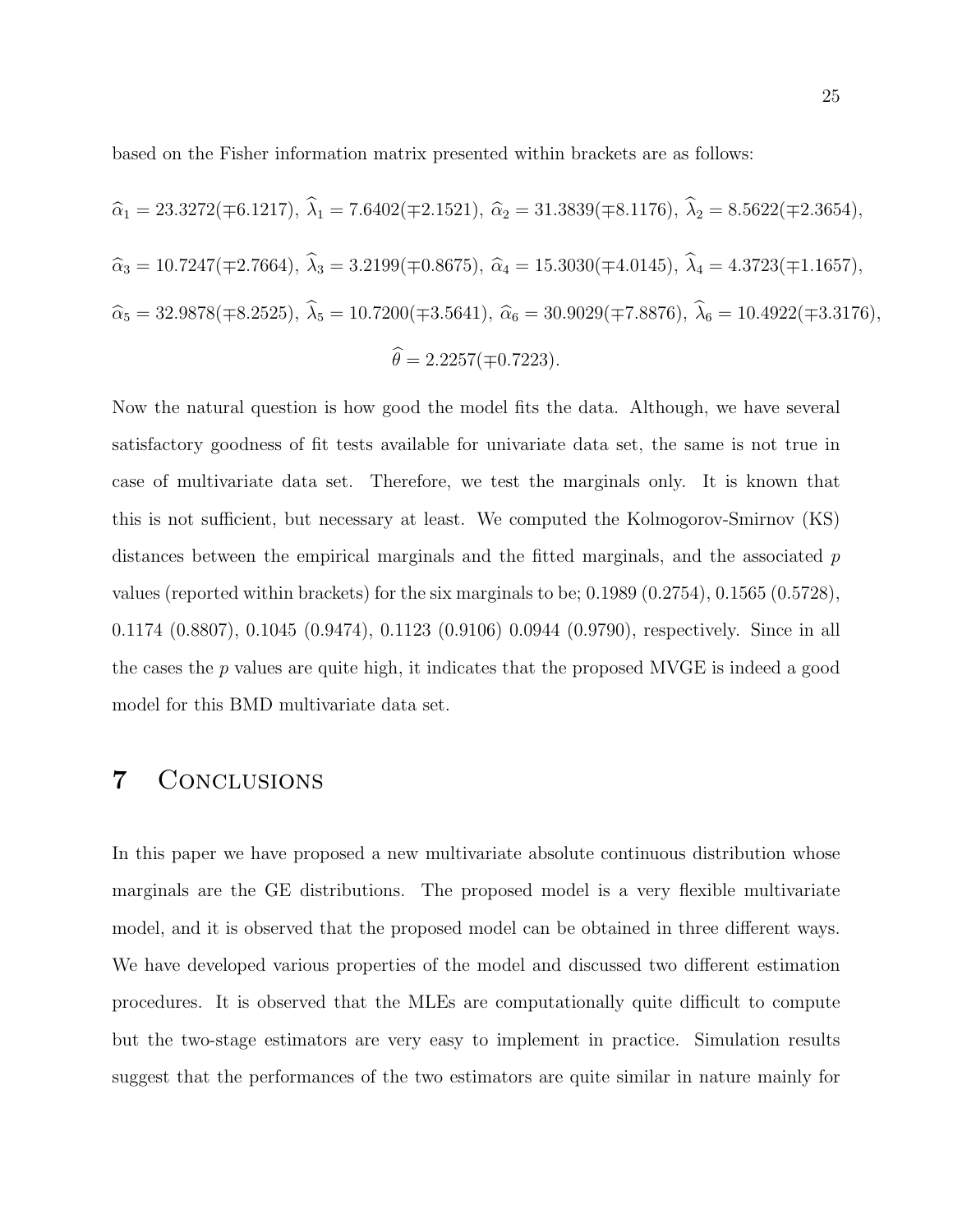based on the Fisher information matrix presented within brackets are as follows:

$$\widehat{\alpha}_1 = 23.3272(\mp 6.1217),\ \widehat{\lambda}_1 = 7.6402(\mp 2.1521),\ \widehat{\alpha}_2 = 31.3839(\mp 8.1176),\ \widehat{\lambda}_2 = 8.5622(\mp 2.3654),$$

$$\widehat{\alpha}_3 = 10.7247(\mp 2.7664),\ \widehat{\lambda}_3 = 3.2199(\mp 0.8675),\ \widehat{\alpha}_4 = 15.3030(\mp 4.0145),\ \widehat{\lambda}_4 = 4.3723(\mp 1.1657),$$

$$\widehat{\alpha}_5 = 32.9878(\mp 8.2525),\ \widehat{\lambda}_5 = 10.7200(\mp 3.5641),\ \widehat{\alpha}_6 = 30.9029(\mp 7.8876),\ \widehat{\lambda}_6 = 10.4922(\mp 3.3176),$$

$$\widehat{\theta} = 2.2257(\mp 0.7223).$$

Now the natural question is how good the model fits the data. Although, we have several satisfactory goodness of fit tests available for univariate data set, the same is not true in case of multivariate data set. Therefore, we test the marginals only. It is known that this is not sufficient, but necessary at least. We computed the Kolmogorov-Smirnov (KS) distances between the empirical marginals and the fitted marginals, and the associated $p$ values (reported within brackets) for the six marginals to be; 0.1989 (0.2754), 0.1565 (0.5728), 0.1174 (0.8807), 0.1045 (0.9474), 0.1123 (0.9106) 0.0944 (0.9790), respectively. Since in all the cases the $p$ values are quite high, it indicates that the proposed MVGE is indeed a good model for this BMD multivariate data set.

# 7 Conclusions

In this paper we have proposed a new multivariate absolute continuous distribution whose marginals are the GE distributions. The proposed model is a very flexible multivariate model, and it is observed that the proposed model can be obtained in three different ways. We have developed various properties of the model and discussed two different estimation procedures. It is observed that the MLEs are computationally quite difficult to compute but the two-stage estimators are very easy to implement in practice. Simulation results suggest that the performances of the two estimators are quite similar in nature mainly for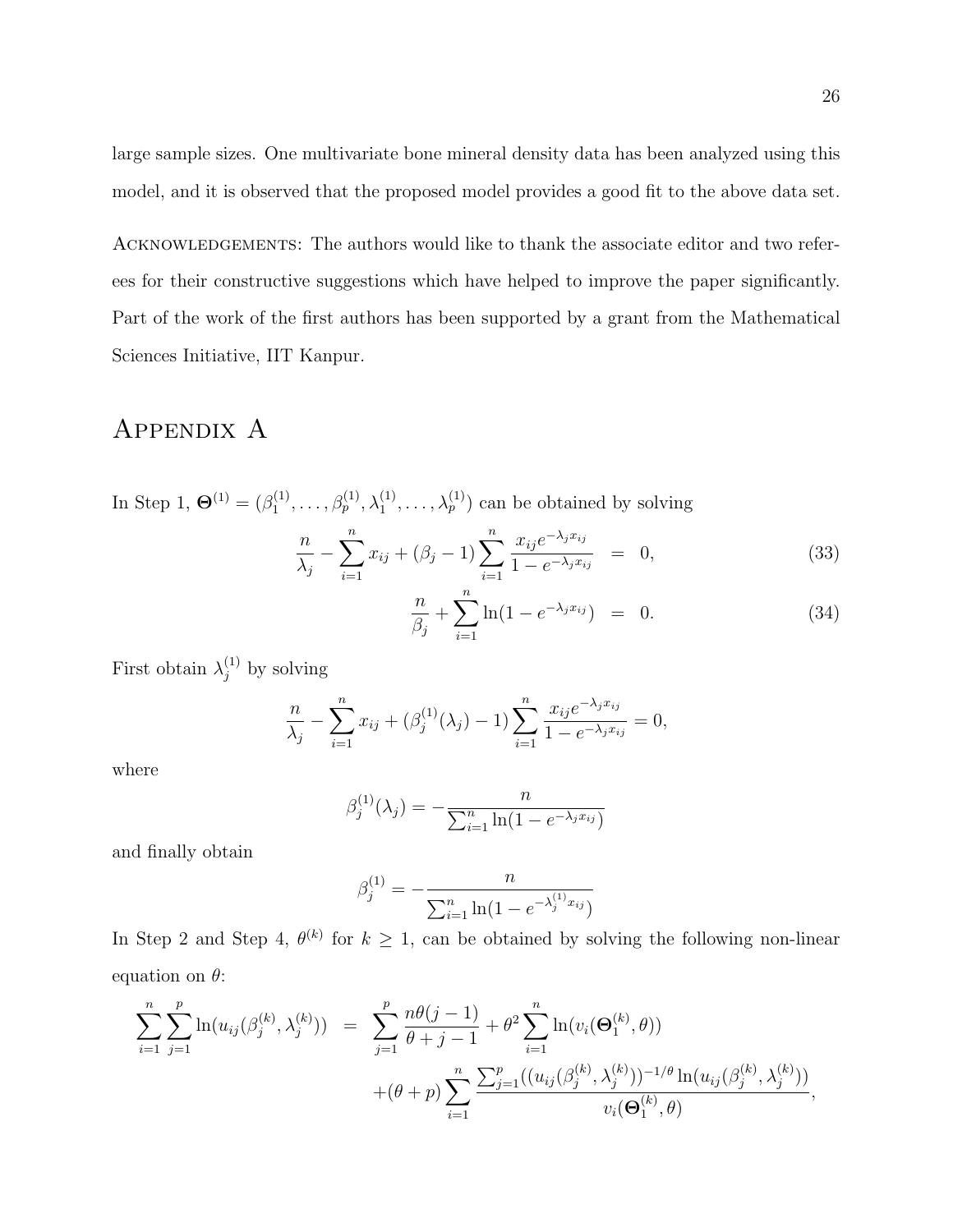large sample sizes. One multivariate bone mineral density data has been analyzed using this model, and it is observed that the proposed model provides a good fit to the above data set.

ACKNOWLEDGEMENTS: The authors would like to thank the associate editor and two referees for their constructive suggestions which have helped to improve the paper significantly. Part of the work of the first authors has been supported by a grant from the Mathematical Sciences Initiative, IIT Kanpur.

# Appendix A

In Step 1, $\mathbf{\Theta}^{(1)} = (\beta_1^{(1)}, \ldots, \beta_p^{(1)}, \lambda_1^{(1)}, \ldots, \lambda_p^{(1)})$ can be obtained by solving

$$\frac{n}{\lambda_j} - \sum_{i=1}^{n} x_{ij} + (\beta_j - 1) \sum_{i=1}^{n} \frac{x_{ij} e^{-\lambda_j x_{ij}}}{1 - e^{-\lambda_j x_{ij}}} = 0, \tag{33}$$

$$\frac{n}{\beta_j} + \sum_{i=1}^{n} \ln(1 - e^{-\lambda_j x_{ij}}) = 0. \tag{34}$$

First obtain $\lambda_j^{(1)}$ by solving

$$\frac{n}{\lambda_j} - \sum_{i=1}^{n} x_{ij} + (\beta_j^{(1)}(\lambda_j) - 1) \sum_{i=1}^{n} \frac{x_{ij} e^{-\lambda_j x_{ij}}}{1 - e^{-\lambda_j x_{ij}}} = 0,$$

where

$$\beta_j^{(1)}(\lambda_j) = -\frac{n}{\sum_{i=1}^{n} \ln(1 - e^{-\lambda_j x_{ij}})}$$

and finally obtain

$$\beta_j^{(1)} = -\frac{n}{\sum_{i=1}^{n} \ln(1 - e^{-\lambda_j^{(1)} x_{ij}})}$$

In Step 2 and Step 4, $\theta^{(k)}$ for $k \geq 1$, can be obtained by solving the following non-linear equation on $\theta$:

$$\begin{aligned}
\sum_{i=1}^{n} \sum_{j=1}^{p} \ln(u_{ij}(\beta_j^{(k)}, \lambda_j^{(k)})) &= \sum_{j=1}^{p} \frac{n\theta(j-1)}{\theta + j - 1} + \theta^2 \sum_{i=1}^{n} \ln(v_i(\mathbf{\Theta}_1^{(k)}, \theta)) \\
&\quad + (\theta + p) \sum_{i=1}^{n} \frac{\sum_{j=1}^{p} ((u_{ij}(\beta_j^{(k)}, \lambda_j^{(k)}))^{-1/\theta} \ln(u_{ij}(\beta_j^{(k)}, \lambda_j^{(k)}))}{v_i(\mathbf{\Theta}_1^{(k)}, \theta)},
\end{aligned}$$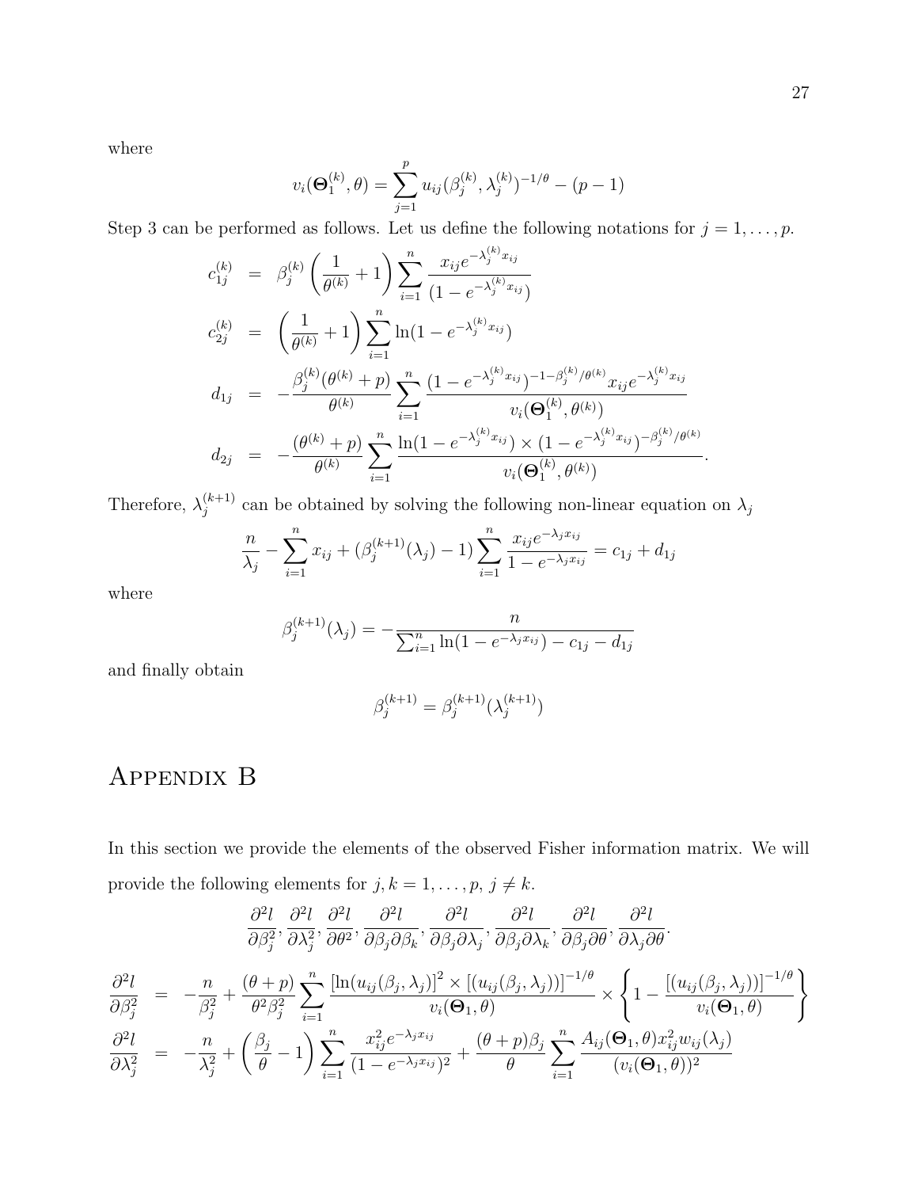where

$$v_i(\boldsymbol{\Theta}_1^{(k)}, \theta) = \sum_{j=1}^{p} u_{ij}(\beta_j^{(k)}, \lambda_j^{(k)})^{-1/\theta} - (p-1)$$

Step 3 can be performed as follows. Let us define the following notations for $j = 1, \ldots, p$.

$$\begin{aligned}
c_{1j}^{(k)} &= \beta_j^{(k)} \left( \frac{1}{\theta^{(k)}} + 1 \right) \sum_{i=1}^{n} \frac{x_{ij} e^{-\lambda_j^{(k)} x_{ij}}}{(1 - e^{-\lambda_j^{(k)} x_{ij}})} \\
c_{2j}^{(k)} &= \left( \frac{1}{\theta^{(k)}} + 1 \right) \sum_{i=1}^{n} \ln(1 - e^{-\lambda_j^{(k)} x_{ij}}) \\
d_{1j} &= -\frac{\beta_j^{(k)} (\theta^{(k)} + p)}{\theta^{(k)}} \sum_{i=1}^{n} \frac{(1 - e^{-\lambda_j^{(k)} x_{ij}})^{-1 - \beta_j^{(k)}/\theta^{(k)}} x_{ij} e^{-\lambda_j^{(k)} x_{ij}}}{v_i(\boldsymbol{\Theta}_1^{(k)}, \theta^{(k)})} \\
d_{2j} &= -\frac{(\theta^{(k)} + p)}{\theta^{(k)}} \sum_{i=1}^{n} \frac{\ln(1 - e^{-\lambda_j^{(k)} x_{ij}}) \times (1 - e^{-\lambda_j^{(k)} x_{ij}})^{-\beta_j^{(k)}/\theta^{(k)}}}{v_i(\boldsymbol{\Theta}_1^{(k)}, \theta^{(k)})}.
\end{aligned}$$

Therefore, $\lambda_j^{(k+1)}$ can be obtained by solving the following non-linear equation on $\lambda_j$

$$\frac{n}{\lambda_j} - \sum_{i=1}^{n} x_{ij} + (\beta_j^{(k+1)}(\lambda_j) - 1) \sum_{i=1}^{n} \frac{x_{ij} e^{-\lambda_j x_{ij}}}{1 - e^{-\lambda_j x_{ij}}} = c_{1j} + d_{1j}$$

where

$$\beta_j^{(k+1)}(\lambda_j) = -\frac{n}{\sum_{i=1}^{n} \ln(1 - e^{-\lambda_j x_{ij}}) - c_{1j} - d_{1j}}$$

and finally obtain

$$\beta_j^{(k+1)} = \beta_j^{(k+1)}(\lambda_j^{(k+1)})$$

# Appendix B

In this section we provide the elements of the observed Fisher information matrix. We will provide the following elements for $j, k = 1, \ldots, p$, $j \neq k$.

$$\frac{\partial^2 l}{\partial \beta_j^2}, \frac{\partial^2 l}{\partial \lambda_j^2}, \frac{\partial^2 l}{\partial \theta^2}, \frac{\partial^2 l}{\partial \beta_j \partial \beta_k}, \frac{\partial^2 l}{\partial \beta_j \partial \lambda_j}, \frac{\partial^2 l}{\partial \beta_j \partial \lambda_k}, \frac{\partial^2 l}{\partial \beta_j \partial \theta}, \frac{\partial^2 l}{\partial \lambda_j \partial \theta}.$$

$$\begin{aligned}
\frac{\partial^2 l}{\partial \beta_j^2} &= -\frac{n}{\beta_j^2} + \frac{(\theta + p)}{\theta^2 \beta_j^2} \sum_{i=1}^{n} \frac{[\ln(u_{ij}(\beta_j, \lambda_j)]^2 \times [(u_{ij}(\beta_j, \lambda_j))]^{-1/\theta}}{v_i(\boldsymbol{\Theta}_1, \theta)} \times \left\{ 1 - \frac{[(u_{ij}(\beta_j, \lambda_j))]^{-1/\theta}}{v_i(\boldsymbol{\Theta}_1, \theta)} \right\} \\
\frac{\partial^2 l}{\partial \lambda_j^2} &= -\frac{n}{\lambda_j^2} + \left( \frac{\beta_j}{\theta} - 1 \right) \sum_{i=1}^{n} \frac{x_{ij}^2 e^{-\lambda_j x_{ij}}}{(1 - e^{-\lambda_j x_{ij}})^2} + \frac{(\theta + p)\beta_j}{\theta} \sum_{i=1}^{n} \frac{A_{ij}(\boldsymbol{\Theta}_1, \theta) x_{ij}^2 w_{ij}(\lambda_j)}{(v_i(\boldsymbol{\Theta}_1, \theta))^2}
\end{aligned}$$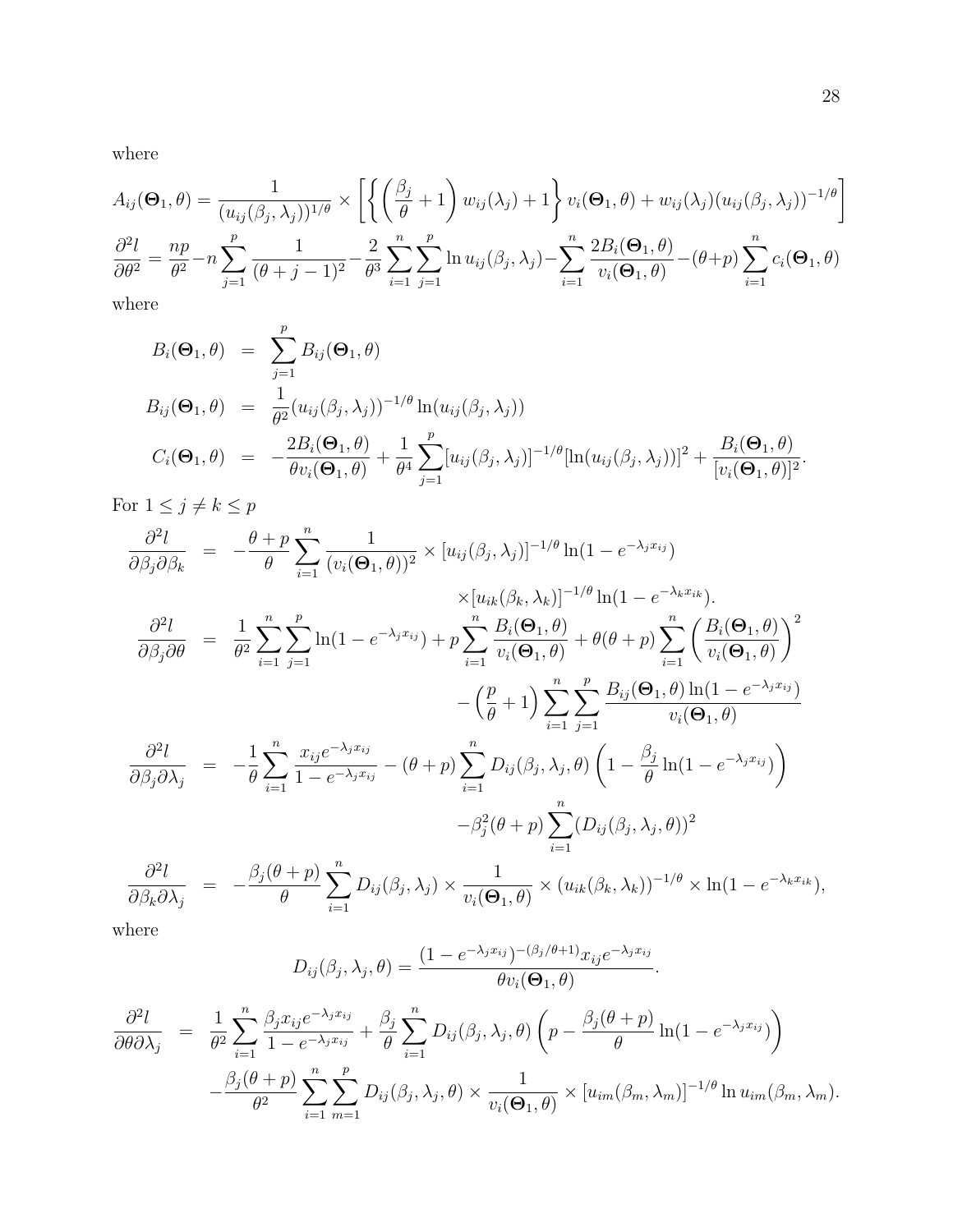where

$$A_{ij}(\boldsymbol{\Theta}_1, \theta) = \frac{1}{(u_{ij}(\beta_j, \lambda_j))^{1/\theta}} \times \left[ \left\{ \left( \frac{\beta_j}{\theta} + 1 \right) w_{ij}(\lambda_j) + 1 \right\} v_i(\boldsymbol{\Theta}_1, \theta) + w_{ij}(\lambda_j)(u_{ij}(\beta_j, \lambda_j))^{-1/\theta} \right]$$

$$\frac{\partial^2 l}{\partial \theta^2} = \frac{np}{\theta^2} - n \sum_{j=1}^{p} \frac{1}{(\theta + j - 1)^2} - \frac{2}{\theta^3} \sum_{i=1}^{n} \sum_{j=1}^{p} \ln u_{ij}(\beta_j, \lambda_j) - \sum_{i=1}^{n} \frac{2B_i(\boldsymbol{\Theta}_1, \theta)}{v_i(\boldsymbol{\Theta}_1, \theta)} - (\theta + p) \sum_{i=1}^{n} c_i(\boldsymbol{\Theta}_1, \theta)$$

where

$$\begin{aligned}
B_i(\boldsymbol{\Theta}_1, \theta) &= \sum_{j=1}^{p} B_{ij}(\boldsymbol{\Theta}_1, \theta) \\
B_{ij}(\boldsymbol{\Theta}_1, \theta) &= \frac{1}{\theta^2} (u_{ij}(\beta_j, \lambda_j))^{-1/\theta} \ln(u_{ij}(\beta_j, \lambda_j)) \\
C_i(\boldsymbol{\Theta}_1, \theta) &= -\frac{2B_i(\boldsymbol{\Theta}_1, \theta)}{\theta v_i(\boldsymbol{\Theta}_1, \theta)} + \frac{1}{\theta^4} \sum_{j=1}^{p} [u_{ij}(\beta_j, \lambda_j)]^{-1/\theta} [\ln(u_{ij}(\beta_j, \lambda_j))]^2 + \frac{B_i(\boldsymbol{\Theta}_1, \theta)}{[v_i(\boldsymbol{\Theta}_1, \theta)]^2}.
\end{aligned}$$

For $1 \leq j \neq k \leq p$

$$\begin{aligned}
\frac{\partial^2 l}{\partial \beta_j \partial \beta_k} &= -\frac{\theta + p}{\theta} \sum_{i=1}^{n} \frac{1}{(v_i(\boldsymbol{\Theta}_1, \theta))^2} \times [u_{ij}(\beta_j, \lambda_j)]^{-1/\theta} \ln(1 - e^{-\lambda_j x_{ij}}) \\
&\qquad \times [u_{ik}(\beta_k, \lambda_k)]^{-1/\theta} \ln(1 - e^{-\lambda_k x_{ik}}). \\
\frac{\partial^2 l}{\partial \beta_j \partial \theta} &= \frac{1}{\theta^2} \sum_{i=1}^{n} \sum_{j=1}^{p} \ln(1 - e^{-\lambda_j x_{ij}}) + p \sum_{i=1}^{n} \frac{B_i(\boldsymbol{\Theta}_1, \theta)}{v_i(\boldsymbol{\Theta}_1, \theta)} + \theta(\theta + p) \sum_{i=1}^{n} \left( \frac{B_i(\boldsymbol{\Theta}_1, \theta)}{v_i(\boldsymbol{\Theta}_1, \theta)} \right)^2 \\
&\qquad - \left( \frac{p}{\theta} + 1 \right) \sum_{i=1}^{n} \sum_{j=1}^{p} \frac{B_{ij}(\boldsymbol{\Theta}_1, \theta) \ln(1 - e^{-\lambda_j x_{ij}})}{v_i(\boldsymbol{\Theta}_1, \theta)} \\
\frac{\partial^2 l}{\partial \beta_j \partial \lambda_j} &= -\frac{1}{\theta} \sum_{i=1}^{n} \frac{x_{ij} e^{-\lambda_j x_{ij}}}{1 - e^{-\lambda_j x_{ij}}} - (\theta + p) \sum_{i=1}^{n} D_{ij}(\beta_j, \lambda_j, \theta) \left( 1 - \frac{\beta_j}{\theta} \ln(1 - e^{-\lambda_j x_{ij}}) \right) \\
&\qquad - \beta_j^2 (\theta + p) \sum_{i=1}^{n} (D_{ij}(\beta_j, \lambda_j, \theta))^2 \\
\frac{\partial^2 l}{\partial \beta_k \partial \lambda_j} &= -\frac{\beta_j(\theta + p)}{\theta} \sum_{i=1}^{n} D_{ij}(\beta_j, \lambda_j) \times \frac{1}{v_i(\boldsymbol{\Theta}_1, \theta)} \times (u_{ik}(\beta_k, \lambda_k))^{-1/\theta} \times \ln(1 - e^{-\lambda_k x_{ik}}),
\end{aligned}$$

where

$$D_{ij}(\beta_j, \lambda_j, \theta) = \frac{(1 - e^{-\lambda_j x_{ij}})^{-(\beta_j/\theta + 1)} x_{ij} e^{-\lambda_j x_{ij}}}{\theta v_i(\boldsymbol{\Theta}_1, \theta)}.$$

$$\begin{aligned}
\frac{\partial^2 l}{\partial \theta \partial \lambda_j} &= \frac{1}{\theta^2} \sum_{i=1}^{n} \frac{\beta_j x_{ij} e^{-\lambda_j x_{ij}}}{1 - e^{-\lambda_j x_{ij}}} + \frac{\beta_j}{\theta} \sum_{i=1}^{n} D_{ij}(\beta_j, \lambda_j, \theta) \left( p - \frac{\beta_j(\theta + p)}{\theta} \ln(1 - e^{-\lambda_j x_{ij}}) \right) \\
&\quad - \frac{\beta_j(\theta + p)}{\theta^2} \sum_{i=1}^{n} \sum_{m=1}^{p} D_{ij}(\beta_j, \lambda_j, \theta) \times \frac{1}{v_i(\boldsymbol{\Theta}_1, \theta)} \times [u_{im}(\beta_m, \lambda_m)]^{-1/\theta} \ln u_{im}(\beta_m, \lambda_m).
\end{aligned}$$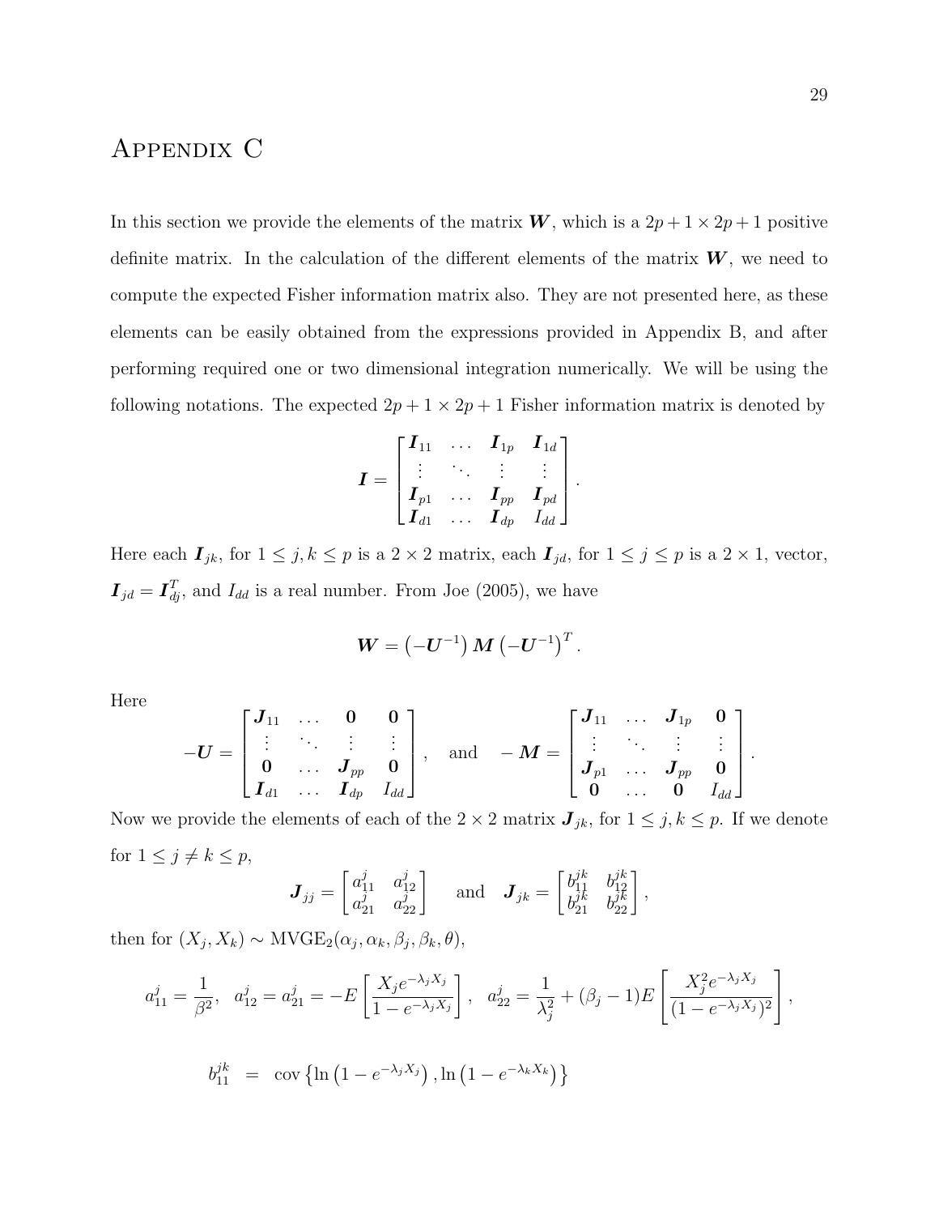# Appendix C

In this section we provide the elements of the matrix $\boldsymbol{W}$, which is a $2p+1 \times 2p+1$ positive definite matrix. In the calculation of the different elements of the matrix $\boldsymbol{W}$, we need to compute the expected Fisher information matrix also. They are not presented here, as these elements can be easily obtained from the expressions provided in Appendix B, and after performing required one or two dimensional integration numerically. We will be using the following notations. The expected $2p+1 \times 2p+1$ Fisher information matrix is denoted by

$$\boldsymbol{I} = \begin{bmatrix} \boldsymbol{I}_{11} & \dots & \boldsymbol{I}_{1p} & \boldsymbol{I}_{1d} \\ \vdots & \ddots & \vdots & \vdots \\ \boldsymbol{I}_{p1} & \dots & \boldsymbol{I}_{pp} & \boldsymbol{I}_{pd} \\ \boldsymbol{I}_{d1} & \dots & \boldsymbol{I}_{dp} & I_{dd} \end{bmatrix}.$$

Here each $\boldsymbol{I}_{jk}$, for $1 \le j, k \le p$ is a $2 \times 2$ matrix, each $\boldsymbol{I}_{jd}$, for $1 \le j \le p$ is a $2 \times 1$, vector, $\boldsymbol{I}_{jd} = \boldsymbol{I}_{dj}^T$, and $I_{dd}$ is a real number. From Joe (2005), we have

$$\boldsymbol{W} = \left(-\boldsymbol{U}^{-1}\right) \boldsymbol{M} \left(-\boldsymbol{U}^{-1}\right)^T.$$

Here

$$-\boldsymbol{U} = \begin{bmatrix} \boldsymbol{J}_{11} & \dots & \boldsymbol{0} & \boldsymbol{0} \\ \vdots & \ddots & \vdots & \vdots \\ \boldsymbol{0} & \dots & \boldsymbol{J}_{pp} & \boldsymbol{0} \\ \boldsymbol{I}_{d1} & \dots & \boldsymbol{I}_{dp} & I_{dd} \end{bmatrix}, \quad \text{and} \quad -\boldsymbol{M} = \begin{bmatrix} \boldsymbol{J}_{11} & \dots & \boldsymbol{J}_{1p} & \boldsymbol{0} \\ \vdots & \ddots & \vdots & \vdots \\ \boldsymbol{J}_{p1} & \dots & \boldsymbol{J}_{pp} & \boldsymbol{0} \\ \boldsymbol{0} & \dots & \boldsymbol{0} & I_{dd} \end{bmatrix}.$$

Now we provide the elements of each of the $2 \times 2$ matrix $\boldsymbol{J}_{jk}$, for $1 \le j, k \le p$. If we denote for $1 \le j \ne k \le p$,

$$\boldsymbol{J}_{jj} = \begin{bmatrix} a_{11}^j & a_{12}^j \\ a_{21}^j & a_{22}^j \end{bmatrix} \quad \text{and} \quad \boldsymbol{J}_{jk} = \begin{bmatrix} b_{11}^{jk} & b_{12}^{jk} \\ b_{21}^{jk} & b_{22}^{jk} \end{bmatrix},$$

then for $(X_j, X_k) \sim \text{MVGE}_2(\alpha_j, \alpha_k, \beta_j, \beta_k, \theta)$,

$$a_{11}^j = \frac{1}{\beta^2}, \quad a_{12}^j = a_{21}^j = -E\left[\frac{X_j e^{-\lambda_j X_j}}{1 - e^{-\lambda_j X_j}}\right], \quad a_{22}^j = \frac{1}{\lambda_j^2} + (\beta_j - 1)E\left[\frac{X_j^2 e^{-\lambda_j X_j}}{(1 - e^{-\lambda_j X_j})^2}\right],$$

$$b_{11}^{jk} \;\; = \;\; \text{cov}\left\{\ln\left(1 - e^{-\lambda_j X_j}\right), \ln\left(1 - e^{-\lambda_k X_k}\right)\right\}$$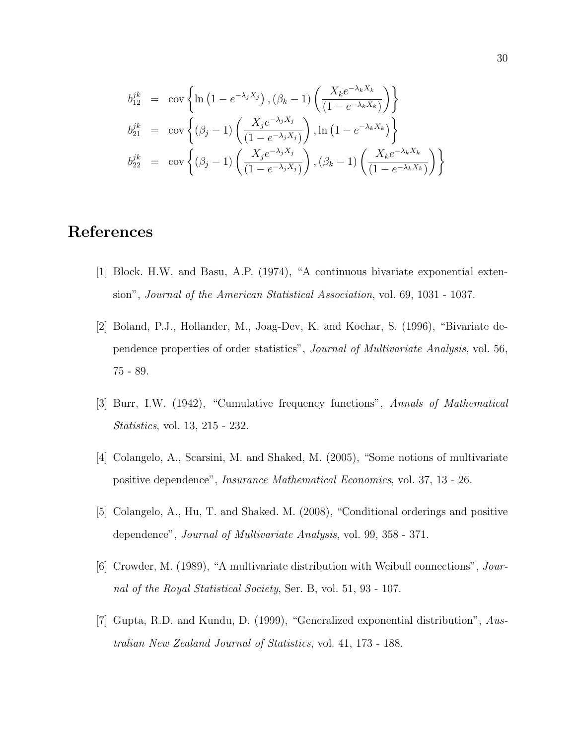$$
\begin{aligned}
b_{12}^{jk} &= \operatorname{cov}\left\{\ln\left(1-e^{-\lambda_j X_j}\right), (\beta_k - 1)\left(\frac{X_k e^{-\lambda_k X_k}}{(1-e^{-\lambda_k X_k})}\right)\right\} \\
b_{21}^{jk} &= \operatorname{cov}\left\{(\beta_j - 1)\left(\frac{X_j e^{-\lambda_j X_j}}{(1-e^{-\lambda_j X_j})}\right), \ln\left(1-e^{-\lambda_k X_k}\right)\right\} \\
b_{22}^{jk} &= \operatorname{cov}\left\{(\beta_j - 1)\left(\frac{X_j e^{-\lambda_j X_j}}{(1-e^{-\lambda_j X_j})}\right), (\beta_k - 1)\left(\frac{X_k e^{-\lambda_k X_k}}{(1-e^{-\lambda_k X_k})}\right)\right\}
\end{aligned}
$$

# References

[1] Block. H.W. and Basu, A.P. (1974), "A continuous bivariate exponential extension", *Journal of the American Statistical Association*, vol. 69, 1031 - 1037.

[2] Boland, P.J., Hollander, M., Joag-Dev, K. and Kochar, S. (1996), "Bivariate dependence properties of order statistics", *Journal of Multivariate Analysis*, vol. 56, 75 - 89.

[3] Burr, I.W. (1942), "Cumulative frequency functions", *Annals of Mathematical Statistics*, vol. 13, 215 - 232.

[4] Colangelo, A., Scarsini, M. and Shaked, M. (2005), "Some notions of multivariate positive dependence", *Insurance Mathematical Economics*, vol. 37, 13 - 26.

[5] Colangelo, A., Hu, T. and Shaked. M. (2008), "Conditional orderings and positive dependence", *Journal of Multivariate Analysis*, vol. 99, 358 - 371.

[6] Crowder, M. (1989), "A multivariate distribution with Weibull connections", *Journal of the Royal Statistical Society*, Ser. B, vol. 51, 93 - 107.

[7] Gupta, R.D. and Kundu, D. (1999), "Generalized exponential distribution", *Australian New Zealand Journal of Statistics*, vol. 41, 173 - 188.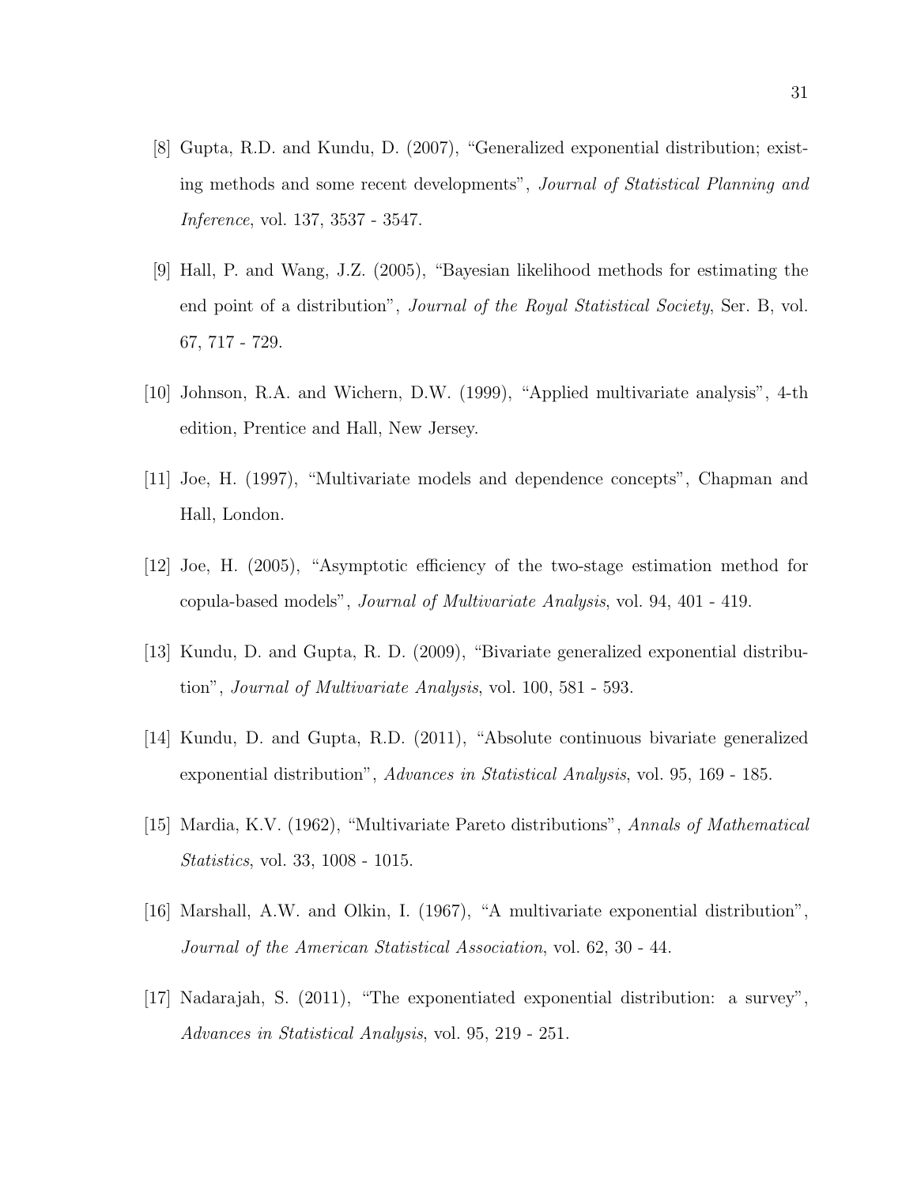[8] Gupta, R.D. and Kundu, D. (2007), "Generalized exponential distribution; existing methods and some recent developments", *Journal of Statistical Planning and Inference*, vol. 137, 3537 - 3547.

[9] Hall, P. and Wang, J.Z. (2005), "Bayesian likelihood methods for estimating the end point of a distribution", *Journal of the Royal Statistical Society*, Ser. B, vol. 67, 717 - 729.

[10] Johnson, R.A. and Wichern, D.W. (1999), "Applied multivariate analysis", 4-th edition, Prentice and Hall, New Jersey.

[11] Joe, H. (1997), "Multivariate models and dependence concepts", Chapman and Hall, London.

[12] Joe, H. (2005), "Asymptotic efficiency of the two-stage estimation method for copula-based models", *Journal of Multivariate Analysis*, vol. 94, 401 - 419.

[13] Kundu, D. and Gupta, R. D. (2009), "Bivariate generalized exponential distribution", *Journal of Multivariate Analysis*, vol. 100, 581 - 593.

[14] Kundu, D. and Gupta, R.D. (2011), "Absolute continuous bivariate generalized exponential distribution", *Advances in Statistical Analysis*, vol. 95, 169 - 185.

[15] Mardia, K.V. (1962), "Multivariate Pareto distributions", *Annals of Mathematical Statistics*, vol. 33, 1008 - 1015.

[16] Marshall, A.W. and Olkin, I. (1967), "A multivariate exponential distribution", *Journal of the American Statistical Association*, vol. 62, 30 - 44.

[17] Nadarajah, S. (2011), "The exponentiated exponential distribution: a survey", *Advances in Statistical Analysis*, vol. 95, 219 - 251.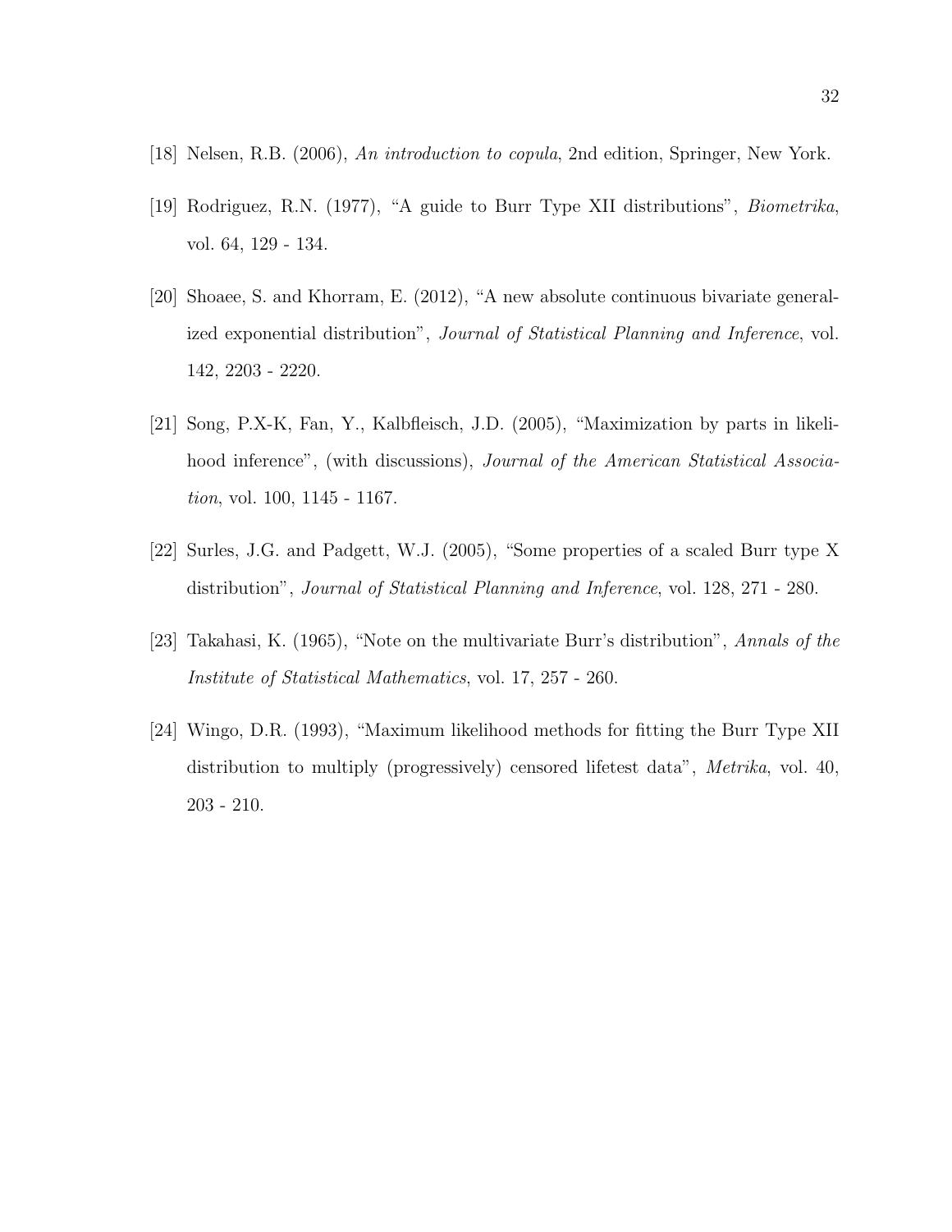[18] Nelsen, R.B. (2006), *An introduction to copula*, 2nd edition, Springer, New York.

[19] Rodriguez, R.N. (1977), "A guide to Burr Type XII distributions", *Biometrika*, vol. 64, 129 - 134.

[20] Shoaee, S. and Khorram, E. (2012), "A new absolute continuous bivariate generalized exponential distribution", *Journal of Statistical Planning and Inference*, vol. 142, 2203 - 2220.

[21] Song, P.X-K, Fan, Y., Kalbfleisch, J.D. (2005), "Maximization by parts in likelihood inference", (with discussions), *Journal of the American Statistical Association*, vol. 100, 1145 - 1167.

[22] Surles, J.G. and Padgett, W.J. (2005), "Some properties of a scaled Burr type X distribution", *Journal of Statistical Planning and Inference*, vol. 128, 271 - 280.

[23] Takahasi, K. (1965), "Note on the multivariate Burr's distribution", *Annals of the Institute of Statistical Mathematics*, vol. 17, 257 - 260.

[24] Wingo, D.R. (1993), "Maximum likelihood methods for fitting the Burr Type XII distribution to multiply (progressively) censored lifetest data", *Metrika*, vol. 40, 203 - 210.